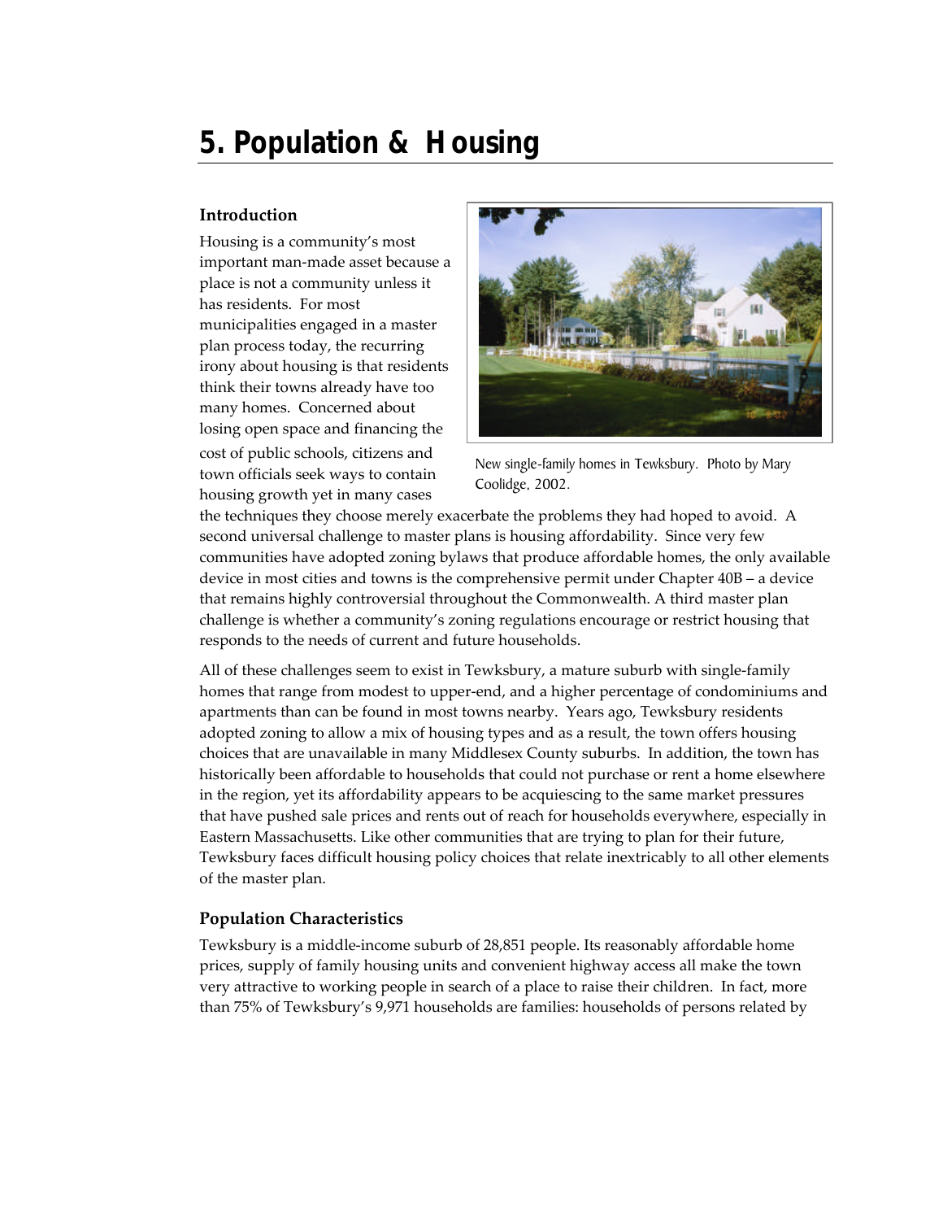# 5. Population & Housing

## Introduction

Housing is a community's most important man-made asset because a place is not a community unless it has residents. For most municipalities engaged in a master plan process today, the recurring irony about housing is that residents think their towns already have too many homes. Concerned about losing open space and financing the cost of public schools, citizens and town officials seek ways to contain housing growth yet in many cases the techniques they choose merely exacerbate the problems they had hoped to avoid. A second universal challenge to master plans is housing affordability. Since very few communities have adopted zoning bylaws that produce affordable homes, the only available device in most cities and towns is the comprehensive permit under Chapter 40B – a device that remains highly controversial throughout the Commonwealth. A third master plan challenge is whether a community's zoning regulations encourage or restrict housing that responds to the needs of current and future households.

New single-family homes in Tewksbury. Photo by Mary Coolidge, 2002.

All of these challenges seem to exist in Tewksbury, a mature suburb with single-family homes that range from modest to upper-end, and a higher percentage of condominiums and apartments than can be found in most towns nearby. Years ago, Tewksbury residents adopted zoning to allow a mix of housing types and as a result, the town offers housing choices that are unavailable in many Middlesex County suburbs. In addition, the town has historically been affordable to households that could not purchase or rent a home elsewhere in the region, yet its affordability appears to be acquiescing to the same market pressures that have pushed sale prices and rents out of reach for households everywhere, especially in Eastern Massachusetts. Like other communities that are trying to plan for their future, Tewksbury faces difficult housing policy choices that relate inextricably to all other elements of the master plan.

## Population Characteristics

Tewksbury is a middle-income suburb of 28,851 people. Its reasonably affordable home prices, supply of family housing units and convenient highway access all make the town very attractive to working people in search of a place to raise their children. In fact, more than 75% of Tewksbury's 9,971 households are families: households of persons related by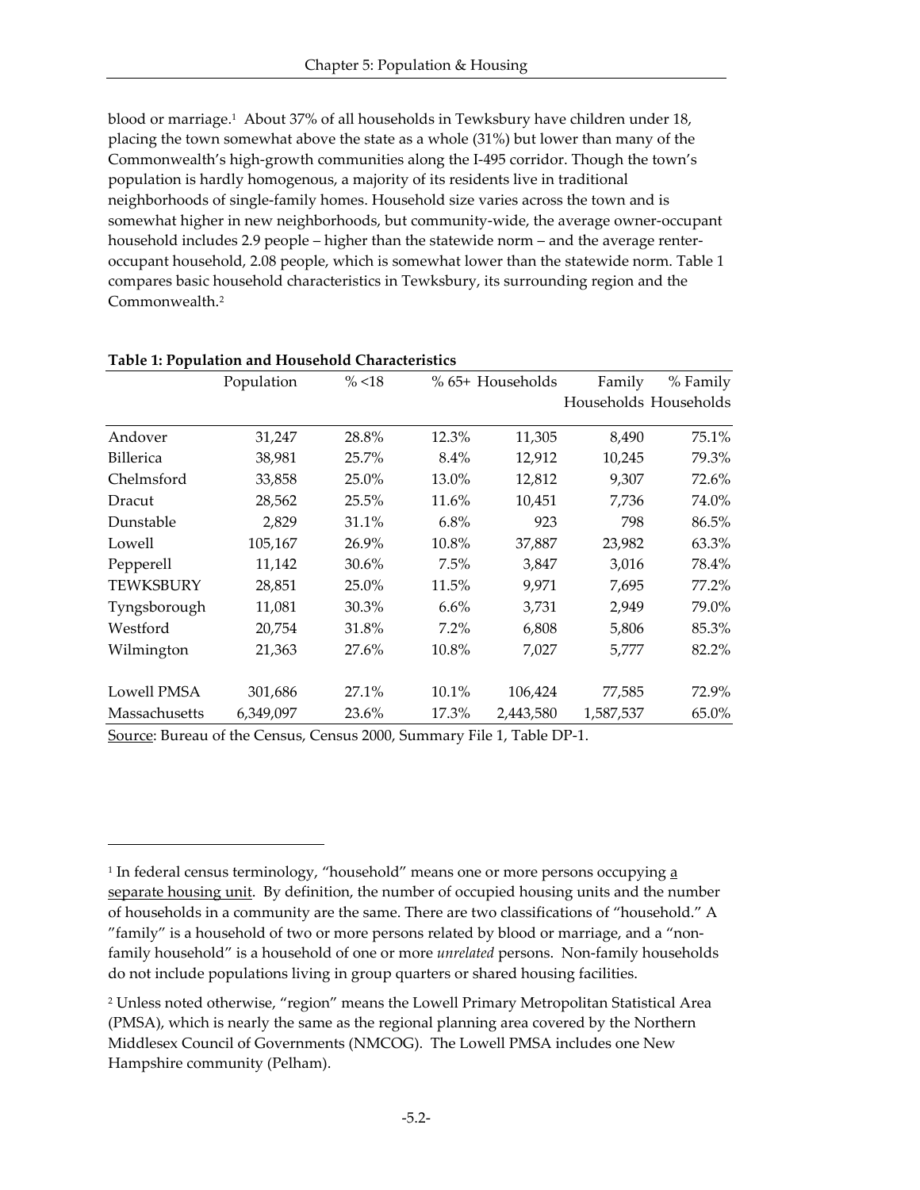blood or marriage.[1] About 37% of all households in Tewksbury have children under 18, placing the town somewhat above the state as a whole (31%) but lower than many of the Commonwealth's high-growth communities along the I-495 corridor. Though the town's population is hardly homogenous, a majority of its residents live in traditional neighborhoods of single-family homes. Household size varies across the town and is somewhat higher in new neighborhoods, but community-wide, the average owner-occupant household includes 2.9 people – higher than the statewide norm – and the average renter-occupant household, 2.08 people, which is somewhat lower than the statewide norm. Table 1 compares basic household characteristics in Tewksbury, its surrounding region and the Commonwealth.[2]

**Table 1: Population and Household Characteristics**

| | Population | % <18 | % 65+ | Households | Family Households | % Family Households |
|---|---|---|---|---|---|---|
| Andover | 31,247 | 28.8% | 12.3% | 11,305 | 8,490 | 75.1% |
| Billerica | 38,981 | 25.7% | 8.4% | 12,912 | 10,245 | 79.3% |
| Chelmsford | 33,858 | 25.0% | 13.0% | 12,812 | 9,307 | 72.6% |
| Dracut | 28,562 | 25.5% | 11.6% | 10,451 | 7,736 | 74.0% |
| Dunstable | 2,829 | 31.1% | 6.8% | 923 | 798 | 86.5% |
| Lowell | 105,167 | 26.9% | 10.8% | 37,887 | 23,982 | 63.3% |
| Pepperell | 11,142 | 30.6% | 7.5% | 3,847 | 3,016 | 78.4% |
| TEWKSBURY | 28,851 | 25.0% | 11.5% | 9,971 | 7,695 | 77.2% |
| Tyngsborough | 11,081 | 30.3% | 6.6% | 3,731 | 2,949 | 79.0% |
| Westford | 20,754 | 31.8% | 7.2% | 6,808 | 5,806 | 85.3% |
| Wilmington | 21,363 | 27.6% | 10.8% | 7,027 | 5,777 | 82.2% |
| | | | | | | |
| Lowell PMSA | 301,686 | 27.1% | 10.1% | 106,424 | 77,585 | 72.9% |
| Massachusetts | 6,349,097 | 23.6% | 17.3% | 2,443,580 | 1,587,537 | 65.0% |

Source: Bureau of the Census, Census 2000, Summary File 1, Table DP-1.

---

[1] In federal census terminology, "household" means one or more persons occupying a separate housing unit. By definition, the number of occupied housing units and the number of households in a community are the same. There are two classifications of "household." A "family" is a household of two or more persons related by blood or marriage, and a "non-family household" is a household of one or more *unrelated* persons. Non-family households do not include populations living in group quarters or shared housing facilities.

[2] Unless noted otherwise, "region" means the Lowell Primary Metropolitan Statistical Area (PMSA), which is nearly the same as the regional planning area covered by the Northern Middlesex Council of Governments (NMCOG). The Lowell PMSA includes one New Hampshire community (Pelham).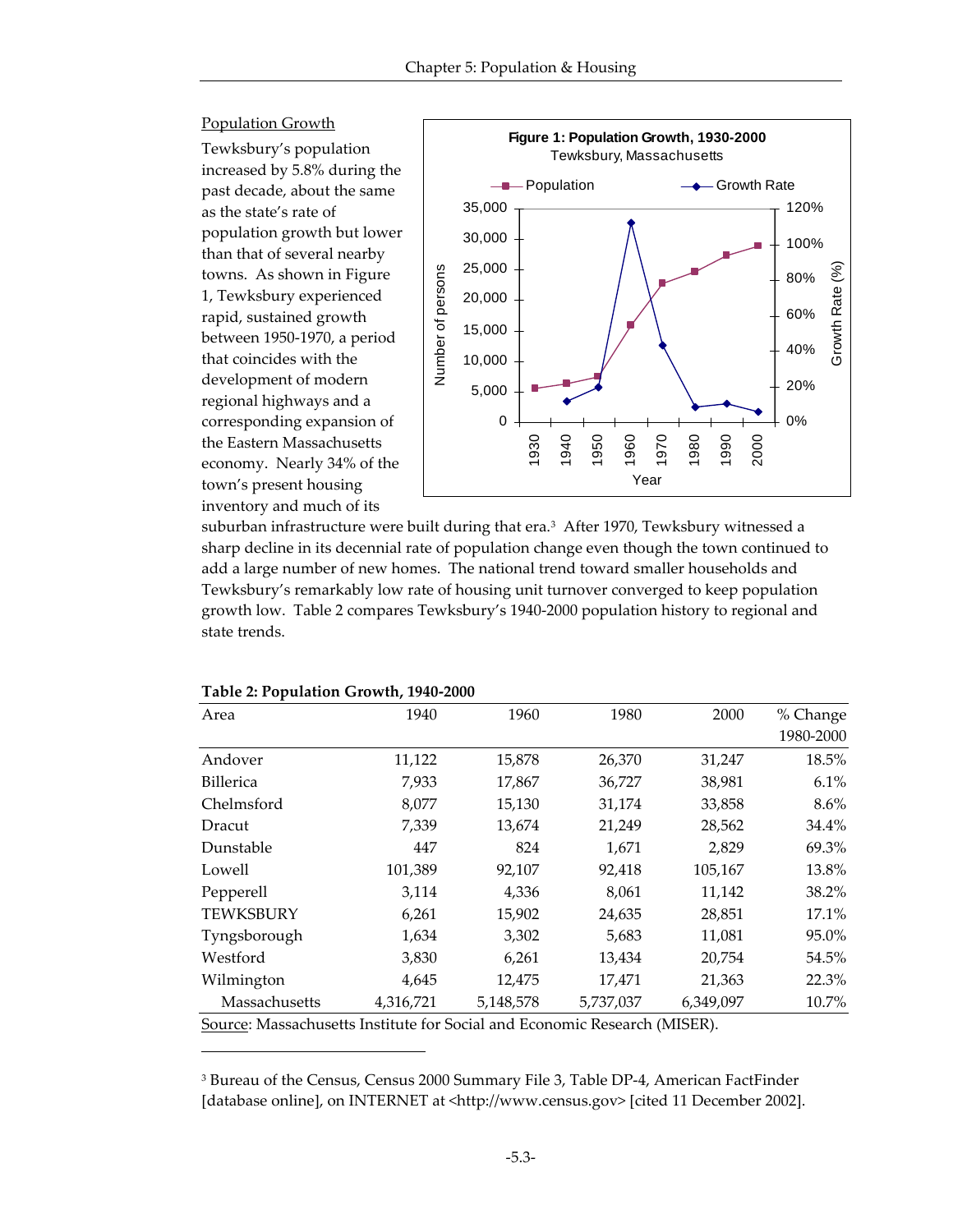Population Growth

Tewksbury's population increased by 5.8% during the past decade, about the same as the state's rate of population growth but lower than that of several nearby towns. As shown in Figure 1, Tewksbury experienced rapid, sustained growth between 1950-1970, a period that coincides with the development of modern regional highways and a corresponding expansion of the Eastern Massachusetts economy. Nearly 34% of the town's present housing inventory and much of its suburban infrastructure were built during that era.[3] After 1970, Tewksbury witnessed a sharp decline in its decennial rate of population change even though the town continued to add a large number of new homes. The national trend toward smaller households and Tewksbury's remarkably low rate of housing unit turnover converged to keep population growth low. Table 2 compares Tewksbury's 1940-2000 population history to regional and state trends.

**Figure 1: Population Growth, 1930-2000**
Tewksbury, Massachusetts

**Table 2: Population Growth, 1940-2000**

| Area | 1940 | 1960 | 1980 | 2000 | % Change 1980-2000 |
|---|---|---|---|---|---|
| Andover | 11,122 | 15,878 | 26,370 | 31,247 | 18.5% |
| Billerica | 7,933 | 17,867 | 36,727 | 38,981 | 6.1% |
| Chelmsford | 8,077 | 15,130 | 31,174 | 33,858 | 8.6% |
| Dracut | 7,339 | 13,674 | 21,249 | 28,562 | 34.4% |
| Dunstable | 447 | 824 | 1,671 | 2,829 | 69.3% |
| Lowell | 101,389 | 92,107 | 92,418 | 105,167 | 13.8% |
| Pepperell | 3,114 | 4,336 | 8,061 | 11,142 | 38.2% |
| TEWKSBURY | 6,261 | 15,902 | 24,635 | 28,851 | 17.1% |
| Tyngsborough | 1,634 | 3,302 | 5,683 | 11,081 | 95.0% |
| Westford | 3,830 | 6,261 | 13,434 | 20,754 | 54.5% |
| Wilmington | 4,645 | 12,475 | 17,471 | 21,363 | 22.3% |
| Massachusetts | 4,316,721 | 5,148,578 | 5,737,037 | 6,349,097 | 10.7% |

Source: Massachusetts Institute for Social and Economic Research (MISER).

[3] Bureau of the Census, Census 2000 Summary File 3, Table DP-4, American FactFinder [database online], on INTERNET at <http://www.census.gov> [cited 11 December 2002].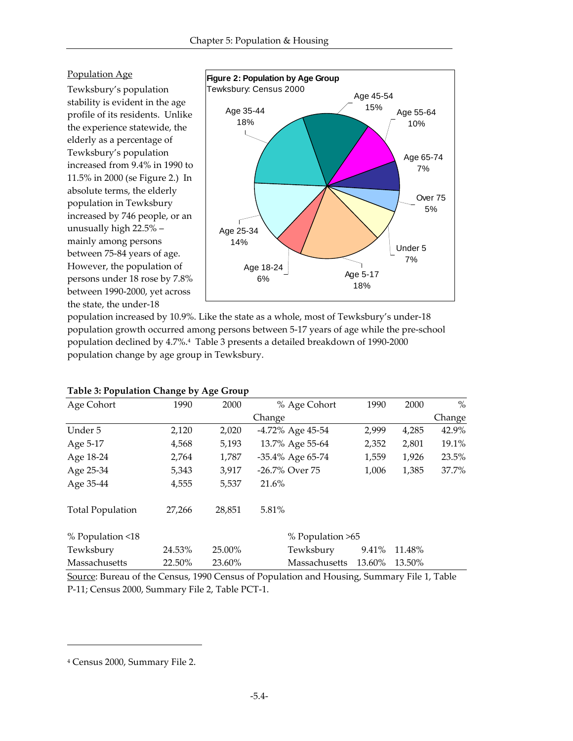### Population Age

Tewksbury's population stability is evident in the age profile of its residents. Unlike the experience statewide, the elderly as a percentage of Tewksbury's population increased from 9.4% in 1990 to 11.5% in 2000 (se Figure 2.) In absolute terms, the elderly population in Tewksbury increased by 746 people, or an unusually high 22.5% – mainly among persons between 75-84 years of age. However, the population of persons under 18 rose by 7.8% between 1990-2000, yet across the state, the under-18 population increased by 10.9%. Like the state as a whole, most of Tewksbury's under-18 population growth occurred among persons between 5-17 years of age while the pre-school population declined by 4.7%.[4] Table 3 presents a detailed breakdown of 1990-2000 population change by age group in Tewksbury.

**Figure 2: Population by Age Group**
Tewksbury: Census 2000

**Table 3: Population Change by Age Group**

| Age Cohort | 1990 | 2000 | % Change | Age Cohort | 1990 | 2000 | % Change |
|---|---|---|---|---|---|---|---|
| Under 5 | 2,120 | 2,020 | -4.72% | Age 45-54 | 2,999 | 4,285 | 42.9% |
| Age 5-17 | 4,568 | 5,193 | 13.7% | Age 55-64 | 2,352 | 2,801 | 19.1% |
| Age 18-24 | 2,764 | 1,787 | -35.4% | Age 65-74 | 1,559 | 1,926 | 23.5% |
| Age 25-34 | 5,343 | 3,917 | -26.7% | Over 75 | 1,006 | 1,385 | 37.7% |
| Age 35-44 | 4,555 | 5,537 | 21.6% | | | | |
| Total Population | 27,266 | 28,851 | 5.81% | | | | |
| % Population <18 | | | | % Population >65 | | | |
| Tewksbury | 24.53% | 25.00% | | Tewksbury | 9.41% | 11.48% | |
| Massachusetts | 22.50% | 23.60% | | Massachusetts | 13.60% | 13.50% | |

Source: Bureau of the Census, 1990 Census of Population and Housing, Summary File 1, Table P-11; Census 2000, Summary File 2, Table PCT-1.

[4] Census 2000, Summary File 2.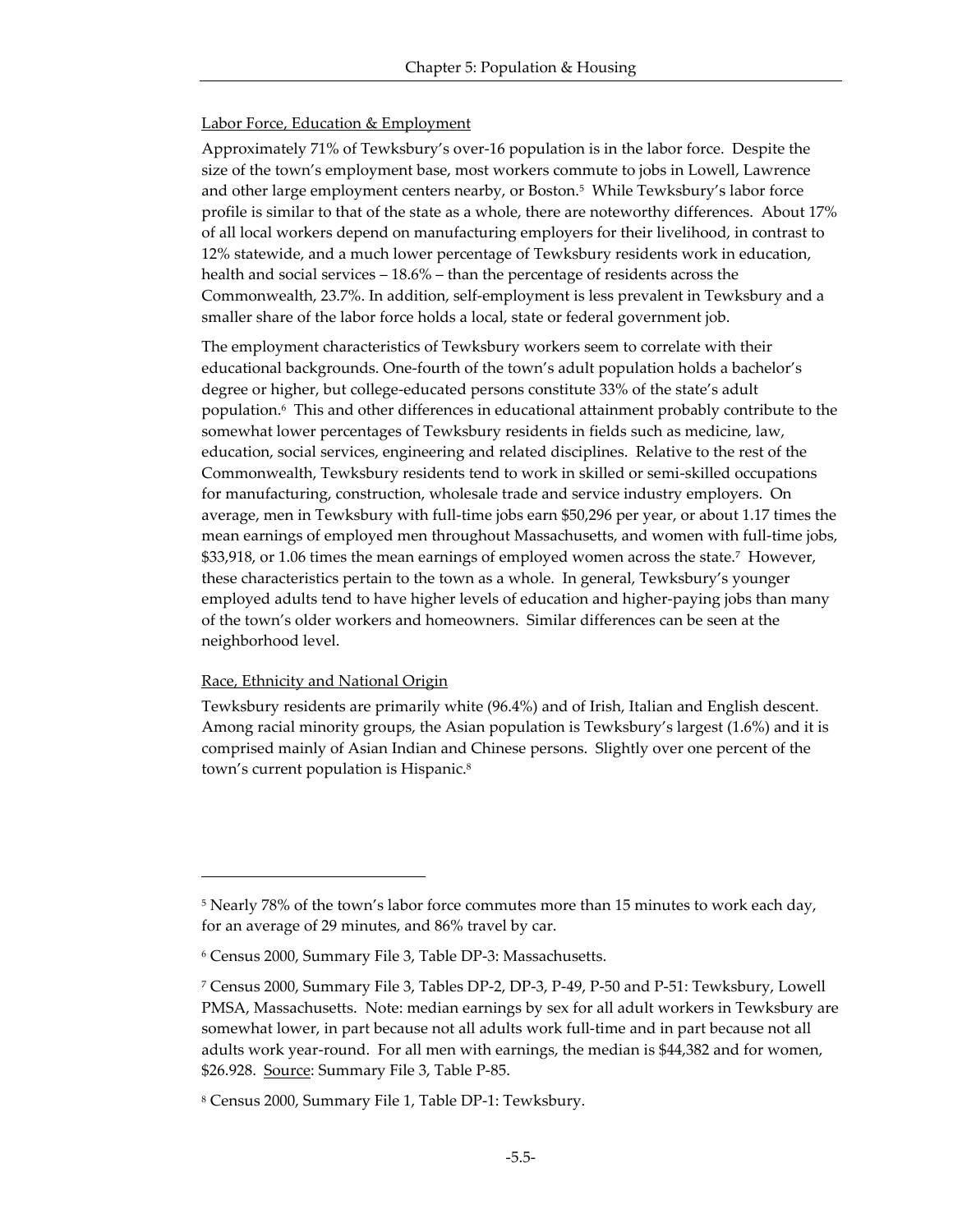Labor Force, Education & Employment

Approximately 71% of Tewksbury's over-16 population is in the labor force. Despite the size of the town's employment base, most workers commute to jobs in Lowell, Lawrence and other large employment centers nearby, or Boston.[5] While Tewksbury's labor force profile is similar to that of the state as a whole, there are noteworthy differences. About 17% of all local workers depend on manufacturing employers for their livelihood, in contrast to 12% statewide, and a much lower percentage of Tewksbury residents work in education, health and social services – 18.6% – than the percentage of residents across the Commonwealth, 23.7%. In addition, self-employment is less prevalent in Tewksbury and a smaller share of the labor force holds a local, state or federal government job.

The employment characteristics of Tewksbury workers seem to correlate with their educational backgrounds. One-fourth of the town's adult population holds a bachelor's degree or higher, but college-educated persons constitute 33% of the state's adult population.[6] This and other differences in educational attainment probably contribute to the somewhat lower percentages of Tewksbury residents in fields such as medicine, law, education, social services, engineering and related disciplines. Relative to the rest of the Commonwealth, Tewksbury residents tend to work in skilled or semi-skilled occupations for manufacturing, construction, wholesale trade and service industry employers. On average, men in Tewksbury with full-time jobs earn $50,296 per year, or about 1.17 times the mean earnings of employed men throughout Massachusetts, and women with full-time jobs, $33,918, or 1.06 times the mean earnings of employed women across the state.[7] However, these characteristics pertain to the town as a whole. In general, Tewksbury's younger employed adults tend to have higher levels of education and higher-paying jobs than many of the town's older workers and homeowners. Similar differences can be seen at the neighborhood level.

Race, Ethnicity and National Origin

Tewksbury residents are primarily white (96.4%) and of Irish, Italian and English descent. Among racial minority groups, the Asian population is Tewksbury's largest (1.6%) and it is comprised mainly of Asian Indian and Chinese persons. Slightly over one percent of the town's current population is Hispanic.[8]

---

[5] Nearly 78% of the town's labor force commutes more than 15 minutes to work each day, for an average of 29 minutes, and 86% travel by car.

[6] Census 2000, Summary File 3, Table DP-3: Massachusetts.

[7] Census 2000, Summary File 3, Tables DP-2, DP-3, P-49, P-50 and P-51: Tewksbury, Lowell PMSA, Massachusetts. Note: median earnings by sex for all adult workers in Tewksbury are somewhat lower, in part because not all adults work full-time and in part because not all adults work year-round. For all men with earnings, the median is $44,382 and for women, $26.928. Source: Summary File 3, Table P-85.

[8] Census 2000, Summary File 1, Table DP-1: Tewksbury.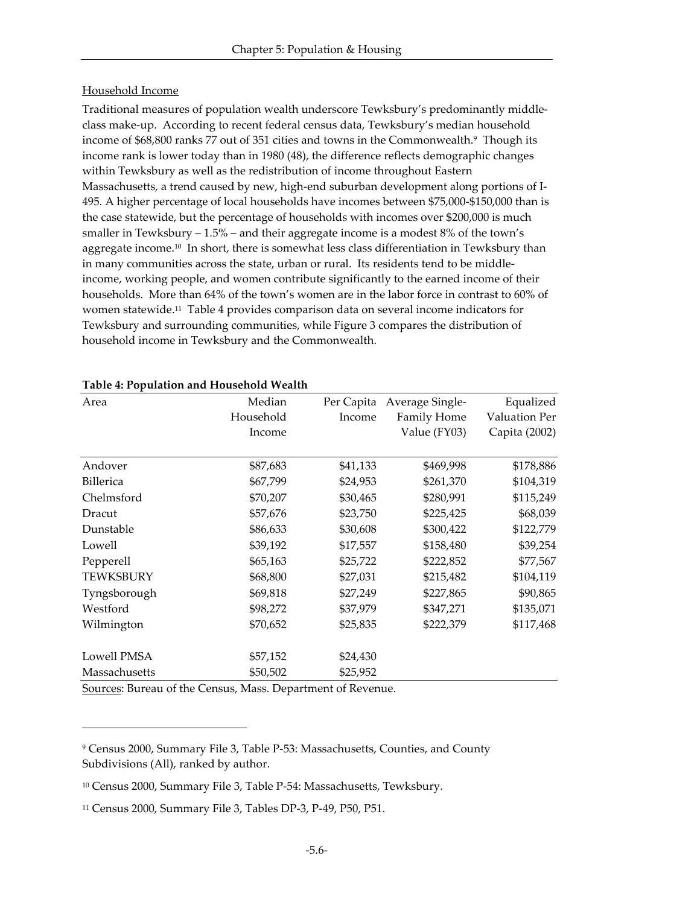## Household Income

Traditional measures of population wealth underscore Tewksbury's predominantly middle-class make-up. According to recent federal census data, Tewksbury's median household income of $68,800 ranks 77 out of 351 cities and towns in the Commonwealth.[9] Though its income rank is lower today than in 1980 (48), the difference reflects demographic changes within Tewksbury as well as the redistribution of income throughout Eastern Massachusetts, a trend caused by new, high-end suburban development along portions of I-495. A higher percentage of local households have incomes between $75,000-$150,000 than is the case statewide, but the percentage of households with incomes over $200,000 is much smaller in Tewksbury – 1.5% – and their aggregate income is a modest 8% of the town's aggregate income.[10] In short, there is somewhat less class differentiation in Tewksbury than in many communities across the state, urban or rural. Its residents tend to be middle-income, working people, and women contribute significantly to the earned income of their households. More than 64% of the town's women are in the labor force in contrast to 60% of women statewide.[11] Table 4 provides comparison data on several income indicators for Tewksbury and surrounding communities, while Figure 3 compares the distribution of household income in Tewksbury and the Commonwealth.

**Table 4: Population and Household Wealth**

| Area | Median Household Income | Per Capita Income | Average Single-Family Home Value (FY03) | Equalized Valuation Per Capita (2002) |
|---|---|---|---|---|
| Andover | $87,683 | $41,133 | $469,998 | $178,886 |
| Billerica | $67,799 | $24,953 | $261,370 | $104,319 |
| Chelmsford | $70,207 | $30,465 | $280,991 | $115,249 |
| Dracut | $57,676 | $23,750 | $225,425 | $68,039 |
| Dunstable | $86,633 | $30,608 | $300,422 | $122,779 |
| Lowell | $39,192 | $17,557 | $158,480 | $39,254 |
| Pepperell | $65,163 | $25,722 | $222,852 | $77,567 |
| TEWKSBURY | $68,800 | $27,031 | $215,482 | $104,119 |
| Tyngsborough | $69,818 | $27,249 | $227,865 | $90,865 |
| Westford | $98,272 | $37,979 | $347,271 | $135,071 |
| Wilmington | $70,652 | $25,835 | $222,379 | $117,468 |
| Lowell PMSA | $57,152 | $24,430 | | |
| Massachusetts | $50,502 | $25,952 | | |

Sources: Bureau of the Census, Mass. Department of Revenue.

[9] Census 2000, Summary File 3, Table P-53: Massachusetts, Counties, and County Subdivisions (All), ranked by author.

[10] Census 2000, Summary File 3, Table P-54: Massachusetts, Tewksbury.

[11] Census 2000, Summary File 3, Tables DP-3, P-49, P50, P51.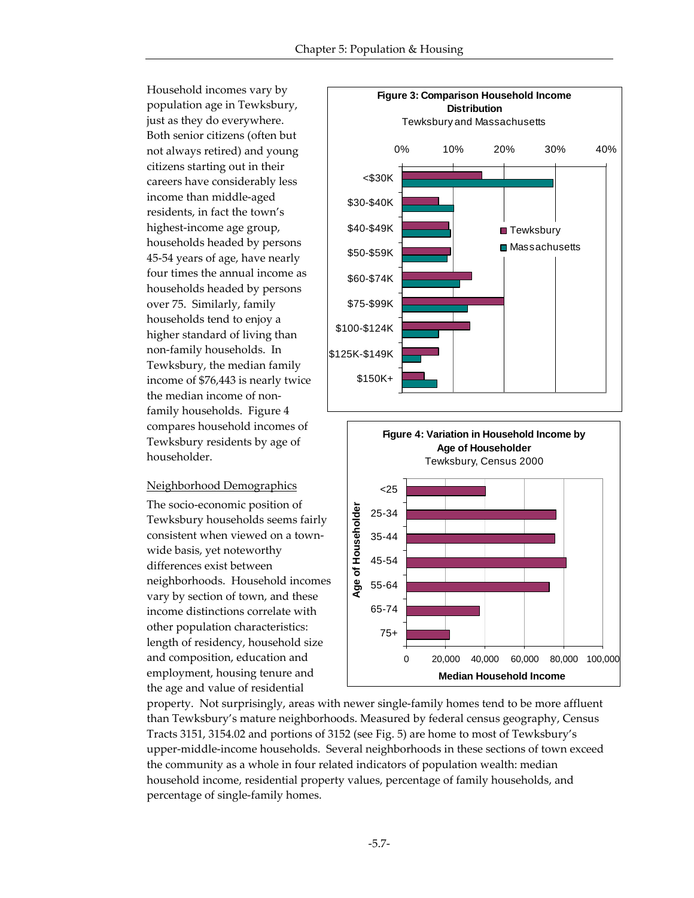Household incomes vary by population age in Tewksbury, just as they do everywhere. Both senior citizens (often but not always retired) and young citizens starting out in their careers have considerably less income than middle-aged residents, in fact the town's highest-income age group, households headed by persons 45-54 years of age, have nearly four times the annual income as households headed by persons over 75. Similarly, family households tend to enjoy a higher standard of living than non-family households. In Tewksbury, the median family income of $76,443 is nearly twice the median income of non-family households. Figure 4 compares household incomes of Tewksbury residents by age of householder.

**Figure 3: Comparison Household Income Distribution**
Tewksbury and Massachusetts

**Figure 4: Variation in Household Income by Age of Householder**
Tewksbury, Census 2000

Neighborhood Demographics

The socio-economic position of Tewksbury households seems fairly consistent when viewed on a town-wide basis, yet noteworthy differences exist between neighborhoods. Household incomes vary by section of town, and these income distinctions correlate with other population characteristics: length of residency, household size and composition, education and employment, housing tenure and the age and value of residential property. Not surprisingly, areas with newer single-family homes tend to be more affluent than Tewksbury's mature neighborhoods. Measured by federal census geography, Census Tracts 3151, 3154.02 and portions of 3152 (see Fig. 5) are home to most of Tewksbury's upper-middle-income households. Several neighborhoods in these sections of town exceed the community as a whole in four related indicators of population wealth: median household income, residential property values, percentage of family households, and percentage of single-family homes.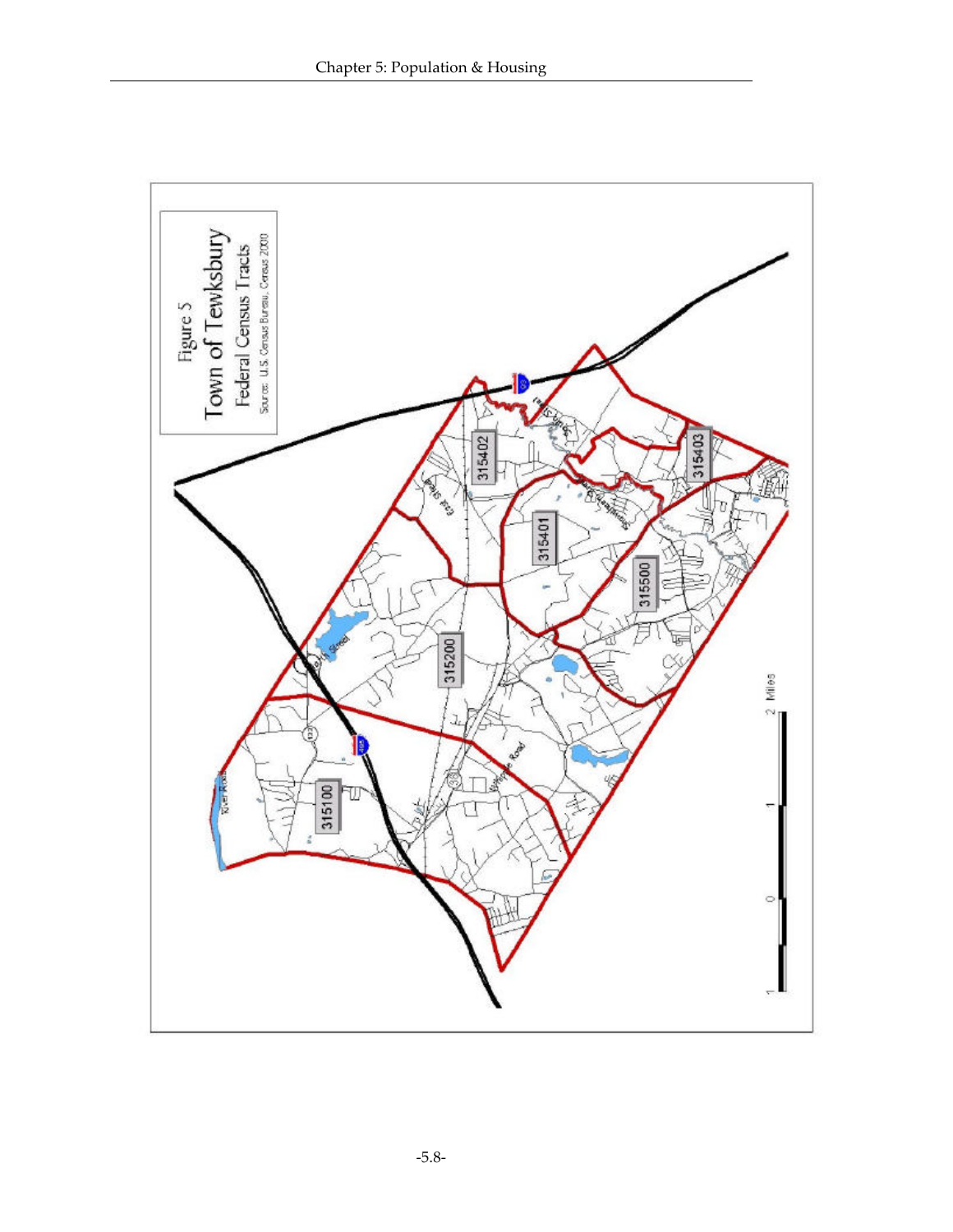Figure 5
Town of Tewksbury
Federal Census Tracts
Source: U.S. Census Bureau, Census 2000

315402

315403

315401

315500

315200

315100

0 1 2 Miles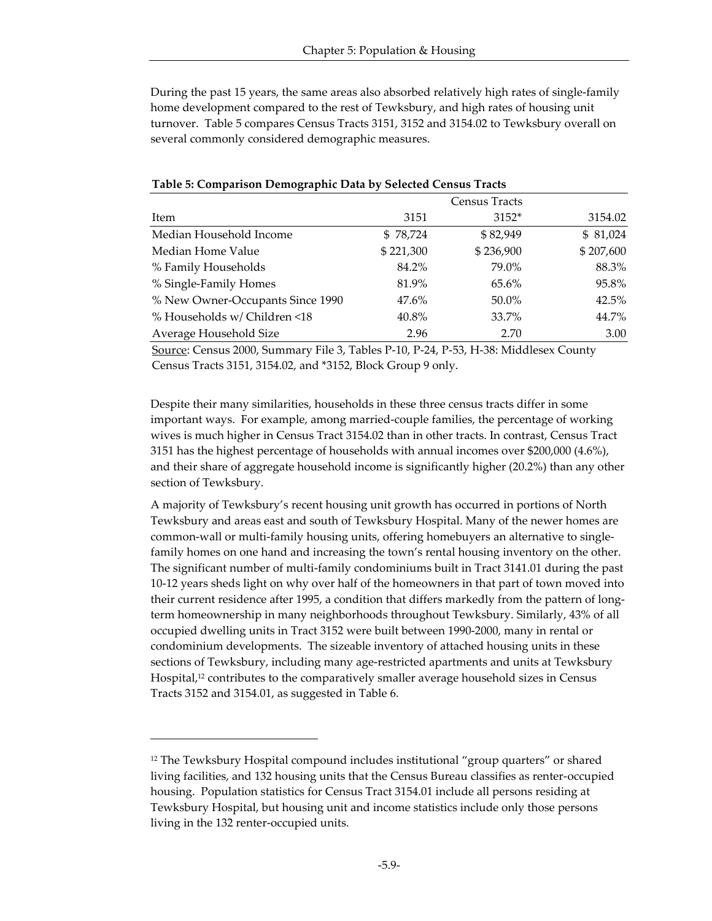During the past 15 years, the same areas also absorbed relatively high rates of single-family home development compared to the rest of Tewksbury, and high rates of housing unit turnover. Table 5 compares Census Tracts 3151, 3152 and 3154.02 to Tewksbury overall on several commonly considered demographic measures.

**Table 5: Comparison Demographic Data by Selected Census Tracts**

| | Census Tracts | | |
|---|---|---|---|
| Item | 3151 | 3152* | 3154.02 |
| Median Household Income | $ 78,724 | $ 82,949 | $ 81,024 |
| Median Home Value | $ 221,300 | $ 236,900 | $ 207,600 |
| % Family Households | 84.2% | 79.0% | 88.3% |
| % Single-Family Homes | 81.9% | 65.6% | 95.8% |
| % New Owner-Occupants Since 1990 | 47.6% | 50.0% | 42.5% |
| % Households w/ Children <18 | 40.8% | 33.7% | 44.7% |
| Average Household Size | 2.96 | 2.70 | 3.00 |

Source: Census 2000, Summary File 3, Tables P-10, P-24, P-53, H-38: Middlesex County Census Tracts 3151, 3154.02, and *3152, Block Group 9 only.

Despite their many similarities, households in these three census tracts differ in some important ways. For example, among married-couple families, the percentage of working wives is much higher in Census Tract 3154.02 than in other tracts. In contrast, Census Tract 3151 has the highest percentage of households with annual incomes over $200,000 (4.6%), and their share of aggregate household income is significantly higher (20.2%) than any other section of Tewksbury.

A majority of Tewksbury's recent housing unit growth has occurred in portions of North Tewksbury and areas east and south of Tewksbury Hospital. Many of the newer homes are common-wall or multi-family housing units, offering homebuyers an alternative to single-family homes on one hand and increasing the town's rental housing inventory on the other. The significant number of multi-family condominiums built in Tract 3141.01 during the past 10-12 years sheds light on why over half of the homeowners in that part of town moved into their current residence after 1995, a condition that differs markedly from the pattern of long-term homeownership in many neighborhoods throughout Tewksbury. Similarly, 43% of all occupied dwelling units in Tract 3152 were built between 1990-2000, many in rental or condominium developments. The sizeable inventory of attached housing units in these sections of Tewksbury, including many age-restricted apartments and units at Tewksbury Hospital,[12] contributes to the comparatively smaller average household sizes in Census Tracts 3152 and 3154.01, as suggested in Table 6.

---

[12] The Tewksbury Hospital compound includes institutional "group quarters" or shared living facilities, and 132 housing units that the Census Bureau classifies as renter-occupied housing. Population statistics for Census Tract 3154.01 include all persons residing at Tewksbury Hospital, but housing unit and income statistics include only those persons living in the 132 renter-occupied units.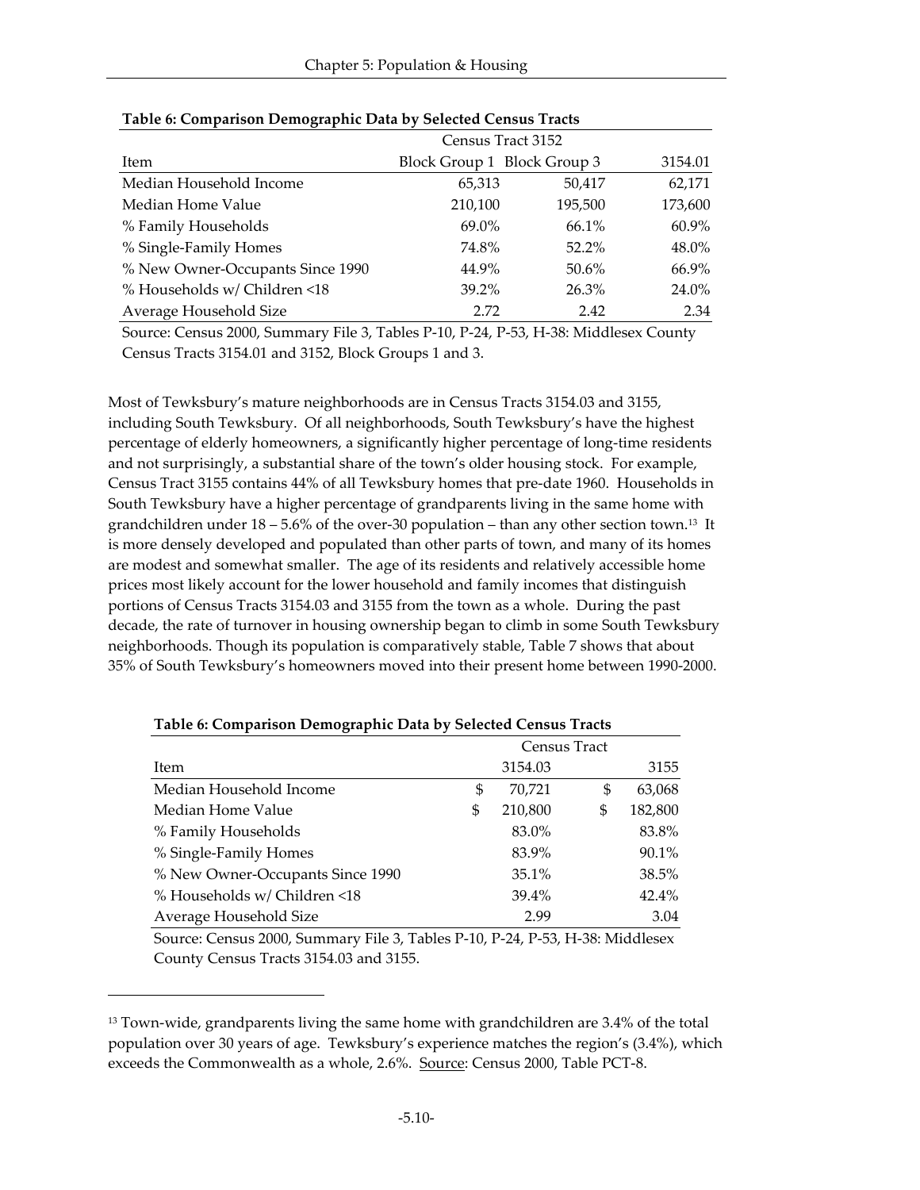**Table 6: Comparison Demographic Data by Selected Census Tracts**

| Item | Census Tract 3152 Block Group 1 | Block Group 3 | 3154.01 |
|---|---|---|---|
| Median Household Income | 65,313 | 50,417 | 62,171 |
| Median Home Value | 210,100 | 195,500 | 173,600 |
| % Family Households | 69.0% | 66.1% | 60.9% |
| % Single-Family Homes | 74.8% | 52.2% | 48.0% |
| % New Owner-Occupants Since 1990 | 44.9% | 50.6% | 66.9% |
| % Households w/ Children <18 | 39.2% | 26.3% | 24.0% |
| Average Household Size | 2.72 | 2.42 | 2.34 |

Source: Census 2000, Summary File 3, Tables P-10, P-24, P-53, H-38: Middlesex County Census Tracts 3154.01 and 3152, Block Groups 1 and 3.

Most of Tewksbury's mature neighborhoods are in Census Tracts 3154.03 and 3155, including South Tewksbury. Of all neighborhoods, South Tewksbury's have the highest percentage of elderly homeowners, a significantly higher percentage of long-time residents and not surprisingly, a substantial share of the town's older housing stock. For example, Census Tract 3155 contains 44% of all Tewksbury homes that pre-date 1960. Households in South Tewksbury have a higher percentage of grandparents living in the same home with grandchildren under 18 – 5.6% of the over-30 population – than any other section town.[13] It is more densely developed and populated than other parts of town, and many of its homes are modest and somewhat smaller. The age of its residents and relatively accessible home prices most likely account for the lower household and family incomes that distinguish portions of Census Tracts 3154.03 and 3155 from the town as a whole. During the past decade, the rate of turnover in housing ownership began to climb in some South Tewksbury neighborhoods. Though its population is comparatively stable, Table 7 shows that about 35% of South Tewksbury's homeowners moved into their present home between 1990-2000.

**Table 6: Comparison Demographic Data by Selected Census Tracts**

| Item | Census Tract 3154.03 | 3155 |
|---|---|---|
| Median Household Income | $ 70,721 | $ 63,068 |
| Median Home Value | $ 210,800 | $ 182,800 |
| % Family Households | 83.0% | 83.8% |
| % Single-Family Homes | 83.9% | 90.1% |
| % New Owner-Occupants Since 1990 | 35.1% | 38.5% |
| % Households w/ Children <18 | 39.4% | 42.4% |
| Average Household Size | 2.99 | 3.04 |

Source: Census 2000, Summary File 3, Tables P-10, P-24, P-53, H-38: Middlesex County Census Tracts 3154.03 and 3155.

[13] Town-wide, grandparents living the same home with grandchildren are 3.4% of the total population over 30 years of age. Tewksbury's experience matches the region's (3.4%), which exceeds the Commonwealth as a whole, 2.6%. Source: Census 2000, Table PCT-8.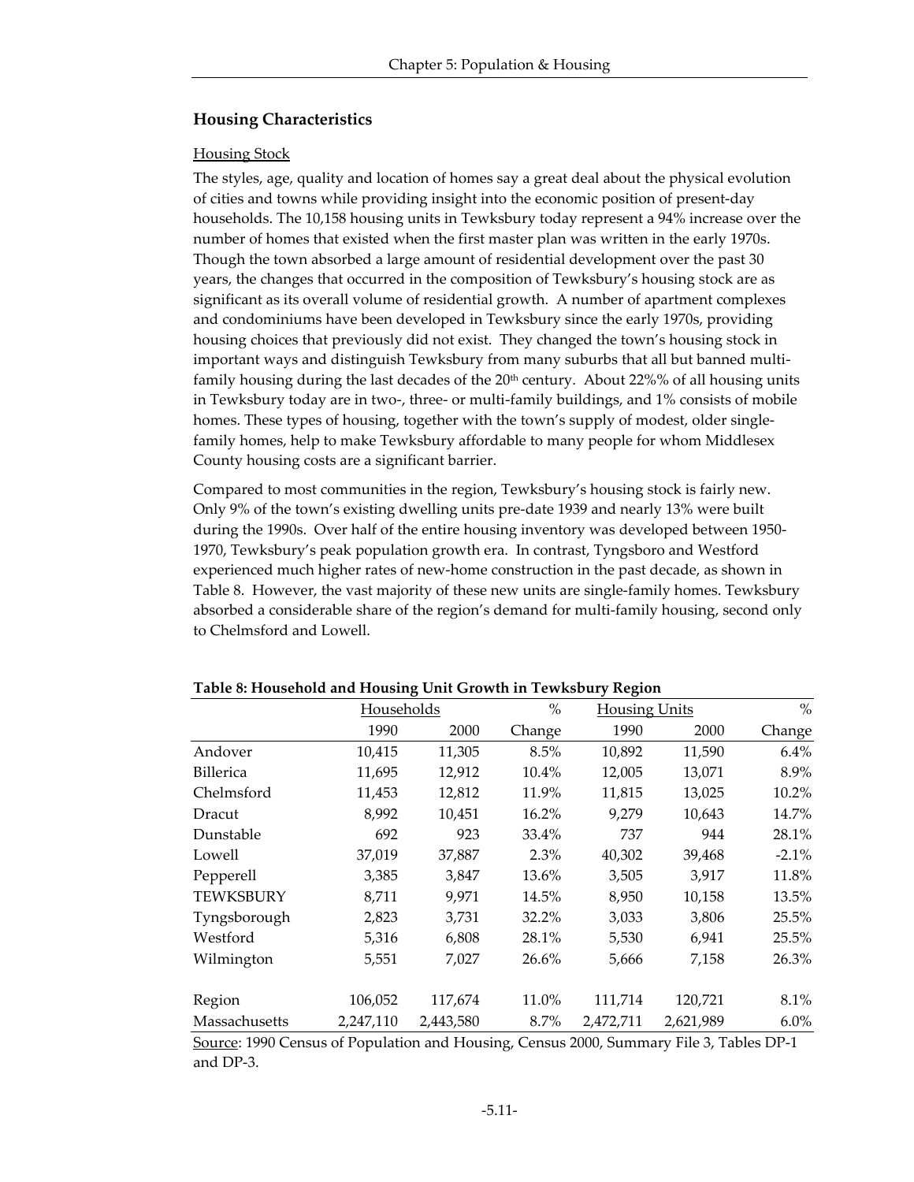## Housing Characteristics

### Housing Stock

The styles, age, quality and location of homes say a great deal about the physical evolution of cities and towns while providing insight into the economic position of present-day households. The 10,158 housing units in Tewksbury today represent a 94% increase over the number of homes that existed when the first master plan was written in the early 1970s. Though the town absorbed a large amount of residential development over the past 30 years, the changes that occurred in the composition of Tewksbury's housing stock are as significant as its overall volume of residential growth. A number of apartment complexes and condominiums have been developed in Tewksbury since the early 1970s, providing housing choices that previously did not exist. They changed the town's housing stock in important ways and distinguish Tewksbury from many suburbs that all but banned multi-family housing during the last decades of the 20th century. About 22%% of all housing units in Tewksbury today are in two-, three- or multi-family buildings, and 1% consists of mobile homes. These types of housing, together with the town's supply of modest, older single-family homes, help to make Tewksbury affordable to many people for whom Middlesex County housing costs are a significant barrier.

Compared to most communities in the region, Tewksbury's housing stock is fairly new. Only 9% of the town's existing dwelling units pre-date 1939 and nearly 13% were built during the 1990s. Over half of the entire housing inventory was developed between 1950-1970, Tewksbury's peak population growth era. In contrast, Tyngsboro and Westford experienced much higher rates of new-home construction in the past decade, as shown in Table 8. However, the vast majority of these new units are single-family homes. Tewksbury absorbed a considerable share of the region's demand for multi-family housing, second only to Chelmsford and Lowell.

**Table 8: Household and Housing Unit Growth in Tewksbury Region**

| | Households | | % | Housing Units | | % |
|---|---|---|---|---|---|---|
| | 1990 | 2000 | Change | 1990 | 2000 | Change |
| Andover | 10,415 | 11,305 | 8.5% | 10,892 | 11,590 | 6.4% |
| Billerica | 11,695 | 12,912 | 10.4% | 12,005 | 13,071 | 8.9% |
| Chelmsford | 11,453 | 12,812 | 11.9% | 11,815 | 13,025 | 10.2% |
| Dracut | 8,992 | 10,451 | 16.2% | 9,279 | 10,643 | 14.7% |
| Dunstable | 692 | 923 | 33.4% | 737 | 944 | 28.1% |
| Lowell | 37,019 | 37,887 | 2.3% | 40,302 | 39,468 | -2.1% |
| Pepperell | 3,385 | 3,847 | 13.6% | 3,505 | 3,917 | 11.8% |
| TEWKSBURY | 8,711 | 9,971 | 14.5% | 8,950 | 10,158 | 13.5% |
| Tyngsborough | 2,823 | 3,731 | 32.2% | 3,033 | 3,806 | 25.5% |
| Westford | 5,316 | 6,808 | 28.1% | 5,530 | 6,941 | 25.5% |
| Wilmington | 5,551 | 7,027 | 26.6% | 5,666 | 7,158 | 26.3% |
| | | | | | | |
| Region | 106,052 | 117,674 | 11.0% | 111,714 | 120,721 | 8.1% |
| Massachusetts | 2,247,110 | 2,443,580 | 8.7% | 2,472,711 | 2,621,989 | 6.0% |

Source: 1990 Census of Population and Housing, Census 2000, Summary File 3, Tables DP-1 and DP-3.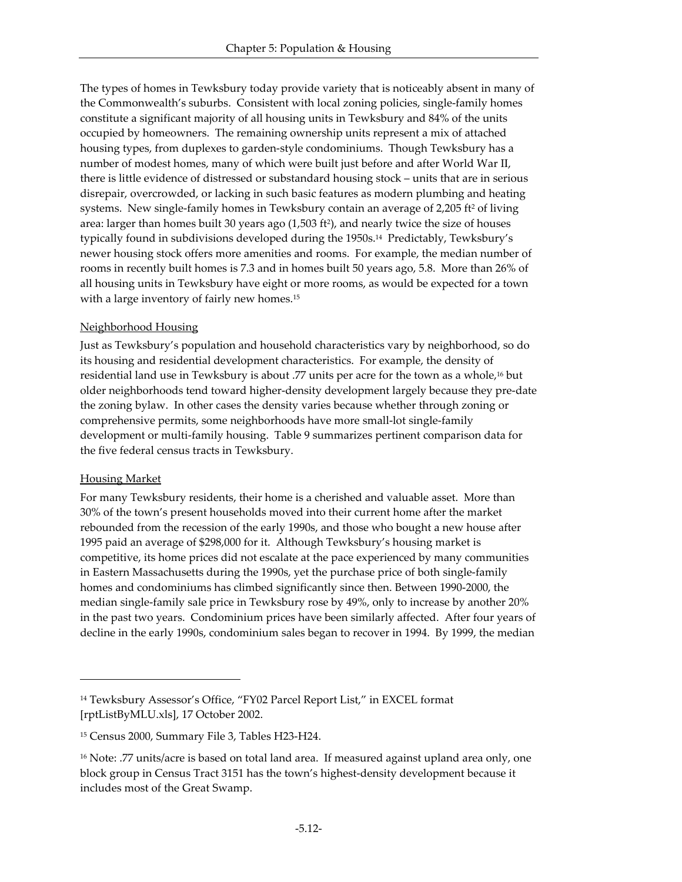The types of homes in Tewksbury today provide variety that is noticeably absent in many of the Commonwealth's suburbs. Consistent with local zoning policies, single-family homes constitute a significant majority of all housing units in Tewksbury and 84% of the units occupied by homeowners. The remaining ownership units represent a mix of attached housing types, from duplexes to garden-style condominiums. Though Tewksbury has a number of modest homes, many of which were built just before and after World War II, there is little evidence of distressed or substandard housing stock – units that are in serious disrepair, overcrowded, or lacking in such basic features as modern plumbing and heating systems. New single-family homes in Tewksbury contain an average of 2,205 $ft^2$ of living area: larger than homes built 30 years ago (1,503 $ft^2$), and nearly twice the size of houses typically found in subdivisions developed during the 1950s.[14] Predictably, Tewksbury's newer housing stock offers more amenities and rooms. For example, the median number of rooms in recently built homes is 7.3 and in homes built 50 years ago, 5.8. More than 26% of all housing units in Tewksbury have eight or more rooms, as would be expected for a town with a large inventory of fairly new homes.[15]

Neighborhood Housing

Just as Tewksbury's population and household characteristics vary by neighborhood, so do its housing and residential development characteristics. For example, the density of residential land use in Tewksbury is about .77 units per acre for the town as a whole,[16] but older neighborhoods tend toward higher-density development largely because they pre-date the zoning bylaw. In other cases the density varies because whether through zoning or comprehensive permits, some neighborhoods have more small-lot single-family development or multi-family housing. Table 9 summarizes pertinent comparison data for the five federal census tracts in Tewksbury.

Housing Market

For many Tewksbury residents, their home is a cherished and valuable asset. More than 30% of the town's present households moved into their current home after the market rebounded from the recession of the early 1990s, and those who bought a new house after 1995 paid an average of $298,000 for it. Although Tewksbury's housing market is competitive, its home prices did not escalate at the pace experienced by many communities in Eastern Massachusetts during the 1990s, yet the purchase price of both single-family homes and condominiums has climbed significantly since then. Between 1990-2000, the median single-family sale price in Tewksbury rose by 49%, only to increase by another 20% in the past two years. Condominium prices have been similarly affected. After four years of decline in the early 1990s, condominium sales began to recover in 1994. By 1999, the median

---

[14] Tewksbury Assessor's Office, "FY02 Parcel Report List," in EXCEL format [rptListByMLU.xls], 17 October 2002.

[15] Census 2000, Summary File 3, Tables H23-H24.

[16] Note: .77 units/acre is based on total land area. If measured against upland area only, one block group in Census Tract 3151 has the town's highest-density development because it includes most of the Great Swamp.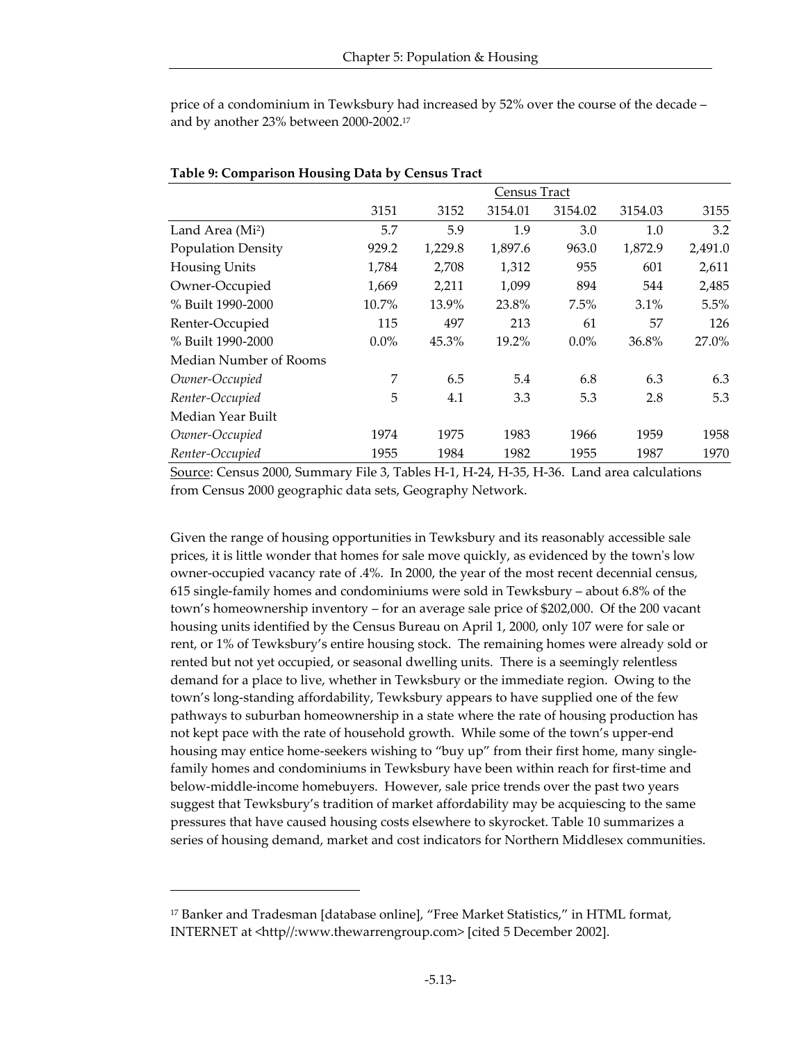price of a condominium in Tewksbury had increased by 52% over the course of the decade – and by another 23% between 2000-2002.[17]

**Table 9: Comparison Housing Data by Census Tract**

| | Census Tract | | | | | |
|---|---|---|---|---|---|---|
| | 3151 | 3152 | 3154.01 | 3154.02 | 3154.03 | 3155 |
| Land Area (Mi²) | 5.7 | 5.9 | 1.9 | 3.0 | 1.0 | 3.2 |
| Population Density | 929.2 | 1,229.8 | 1,897.6 | 963.0 | 1,872.9 | 2,491.0 |
| Housing Units | 1,784 | 2,708 | 1,312 | 955 | 601 | 2,611 |
| Owner-Occupied | 1,669 | 2,211 | 1,099 | 894 | 544 | 2,485 |
| % Built 1990-2000 | 10.7% | 13.9% | 23.8% | 7.5% | 3.1% | 5.5% |
| Renter-Occupied | 115 | 497 | 213 | 61 | 57 | 126 |
| % Built 1990-2000 | 0.0% | 45.3% | 19.2% | 0.0% | 36.8% | 27.0% |
| Median Number of Rooms | | | | | | |
| *Owner-Occupied* | 7 | 6.5 | 5.4 | 6.8 | 6.3 | 6.3 |
| *Renter-Occupied* | 5 | 4.1 | 3.3 | 5.3 | 2.8 | 5.3 |
| Median Year Built | | | | | | |
| *Owner-Occupied* | 1974 | 1975 | 1983 | 1966 | 1959 | 1958 |
| *Renter-Occupied* | 1955 | 1984 | 1982 | 1955 | 1987 | 1970 |

Source: Census 2000, Summary File 3, Tables H-1, H-24, H-35, H-36. Land area calculations from Census 2000 geographic data sets, Geography Network.

Given the range of housing opportunities in Tewksbury and its reasonably accessible sale prices, it is little wonder that homes for sale move quickly, as evidenced by the town's low owner-occupied vacancy rate of .4%. In 2000, the year of the most recent decennial census, 615 single-family homes and condominiums were sold in Tewksbury – about 6.8% of the town's homeownership inventory – for an average sale price of $202,000. Of the 200 vacant housing units identified by the Census Bureau on April 1, 2000, only 107 were for sale or rent, or 1% of Tewksbury's entire housing stock. The remaining homes were already sold or rented but not yet occupied, or seasonal dwelling units. There is a seemingly relentless demand for a place to live, whether in Tewksbury or the immediate region. Owing to the town's long-standing affordability, Tewksbury appears to have supplied one of the few pathways to suburban homeownership in a state where the rate of housing production has not kept pace with the rate of household growth. While some of the town's upper-end housing may entice home-seekers wishing to "buy up" from their first home, many single-family homes and condominiums in Tewksbury have been within reach for first-time and below-middle-income homebuyers. However, sale price trends over the past two years suggest that Tewksbury's tradition of market affordability may be acquiescing to the same pressures that have caused housing costs elsewhere to skyrocket. Table 10 summarizes a series of housing demand, market and cost indicators for Northern Middlesex communities.

---

[17] Banker and Tradesman [database online], "Free Market Statistics," in HTML format, INTERNET at <http//:www.thewarrengroup.com> [cited 5 December 2002].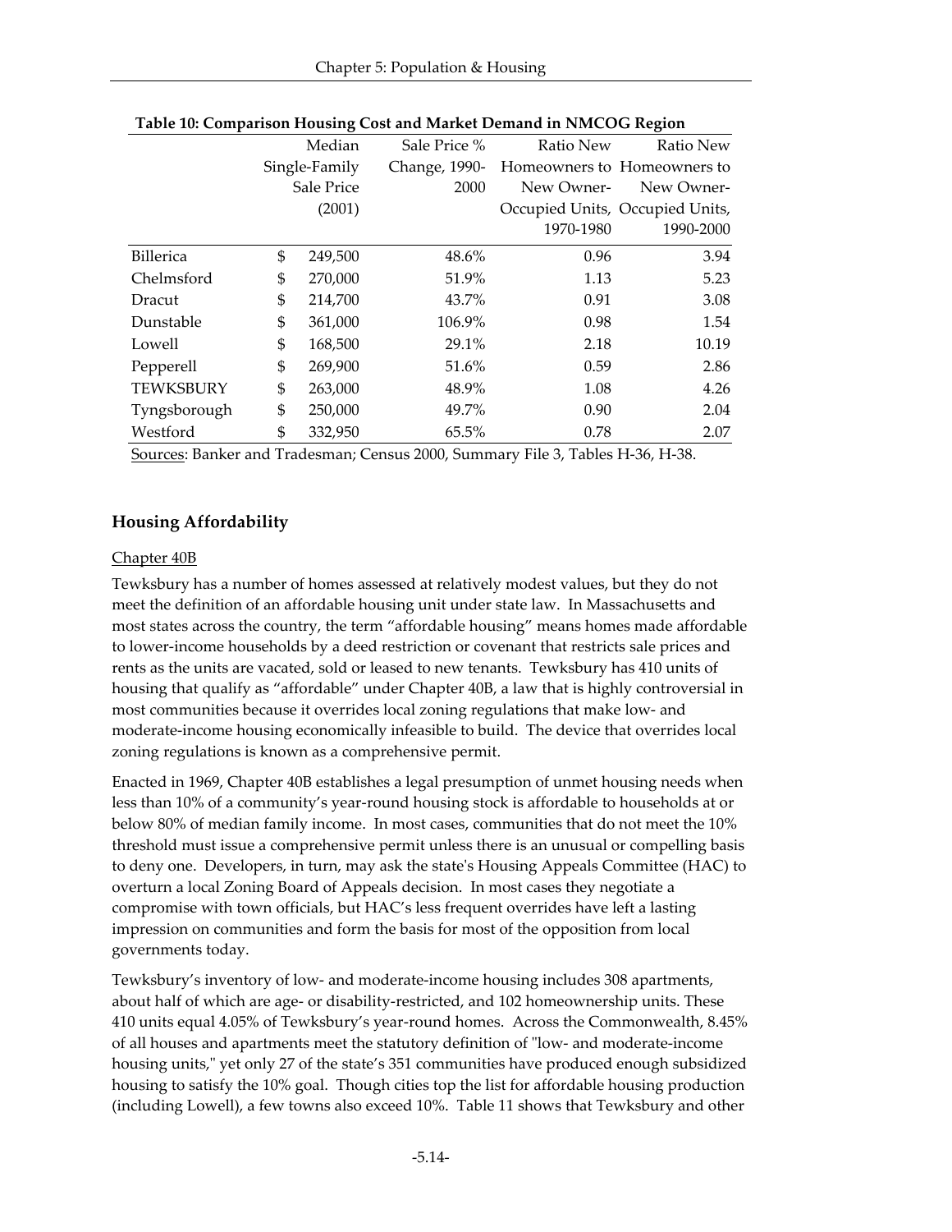**Table 10: Comparison Housing Cost and Market Demand in NMCOG Region**

| | Median Single-Family Sale Price (2001) | Sale Price % Change, 1990-2000 | Ratio New Homeowners to New Owner-Occupied Units, 1970-1980 | Ratio New Homeowners to New Owner-Occupied Units, 1990-2000 |
|---|---|---|---|---|
| Billerica | $ 249,500 | 48.6% | 0.96 | 3.94 |
| Chelmsford | $ 270,000 | 51.9% | 1.13 | 5.23 |
| Dracut | $ 214,700 | 43.7% | 0.91 | 3.08 |
| Dunstable | $ 361,000 | 106.9% | 0.98 | 1.54 |
| Lowell | $ 168,500 | 29.1% | 2.18 | 10.19 |
| Pepperell | $ 269,900 | 51.6% | 0.59 | 2.86 |
| TEWKSBURY | $ 263,000 | 48.9% | 1.08 | 4.26 |
| Tyngsborough | $ 250,000 | 49.7% | 0.90 | 2.04 |
| Westford | $ 332,950 | 65.5% | 0.78 | 2.07 |

Sources: Banker and Tradesman; Census 2000, Summary File 3, Tables H-36, H-38.

## Housing Affordability

Chapter 40B

Tewksbury has a number of homes assessed at relatively modest values, but they do not meet the definition of an affordable housing unit under state law. In Massachusetts and most states across the country, the term "affordable housing" means homes made affordable to lower-income households by a deed restriction or covenant that restricts sale prices and rents as the units are vacated, sold or leased to new tenants. Tewksbury has 410 units of housing that qualify as "affordable" under Chapter 40B, a law that is highly controversial in most communities because it overrides local zoning regulations that make low- and moderate-income housing economically infeasible to build. The device that overrides local zoning regulations is known as a comprehensive permit.

Enacted in 1969, Chapter 40B establishes a legal presumption of unmet housing needs when less than 10% of a community's year-round housing stock is affordable to households at or below 80% of median family income. In most cases, communities that do not meet the 10% threshold must issue a comprehensive permit unless there is an unusual or compelling basis to deny one. Developers, in turn, may ask the state's Housing Appeals Committee (HAC) to overturn a local Zoning Board of Appeals decision. In most cases they negotiate a compromise with town officials, but HAC's less frequent overrides have left a lasting impression on communities and form the basis for most of the opposition from local governments today.

Tewksbury's inventory of low- and moderate-income housing includes 308 apartments, about half of which are age- or disability-restricted, and 102 homeownership units. These 410 units equal 4.05% of Tewksbury's year-round homes. Across the Commonwealth, 8.45% of all houses and apartments meet the statutory definition of "low- and moderate-income housing units," yet only 27 of the state's 351 communities have produced enough subsidized housing to satisfy the 10% goal. Though cities top the list for affordable housing production (including Lowell), a few towns also exceed 10%. Table 11 shows that Tewksbury and other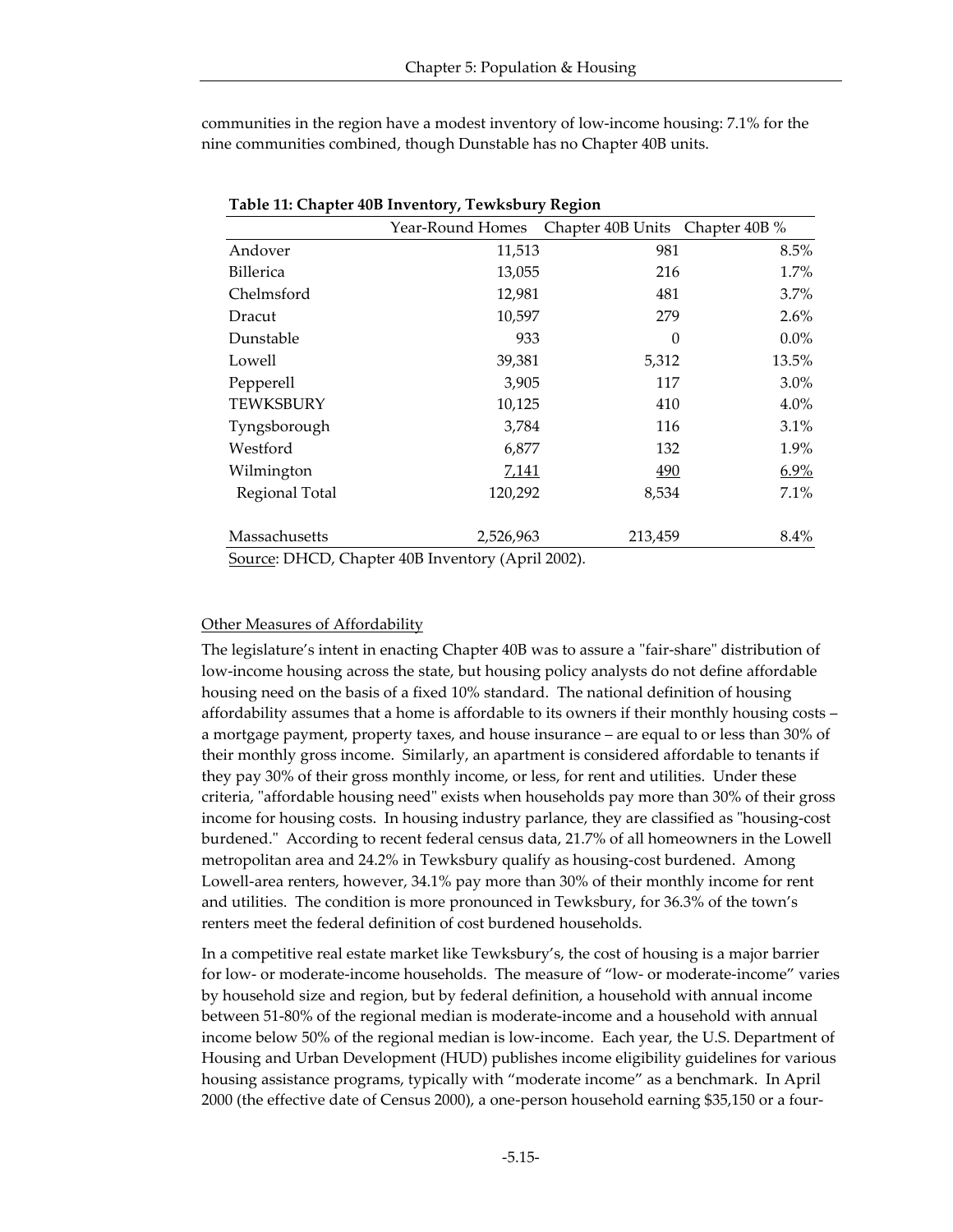communities in the region have a modest inventory of low-income housing: 7.1% for the nine communities combined, though Dunstable has no Chapter 40B units.

**Table 11: Chapter 40B Inventory, Tewksbury Region**

| | Year-Round Homes | Chapter 40B Units | Chapter 40B % |
|---|---|---|---|
| Andover | 11,513 | 981 | 8.5% |
| Billerica | 13,055 | 216 | 1.7% |
| Chelmsford | 12,981 | 481 | 3.7% |
| Dracut | 10,597 | 279 | 2.6% |
| Dunstable | 933 | 0 | 0.0% |
| Lowell | 39,381 | 5,312 | 13.5% |
| Pepperell | 3,905 | 117 | 3.0% |
| TEWKSBURY | 10,125 | 410 | 4.0% |
| Tyngsborough | 3,784 | 116 | 3.1% |
| Westford | 6,877 | 132 | 1.9% |
| Wilmington | 7,141 | 490 | 6.9% |
| Regional Total | 120,292 | 8,534 | 7.1% |
| | | | |
| Massachusetts | 2,526,963 | 213,459 | 8.4% |

Source: DHCD, Chapter 40B Inventory (April 2002).

Other Measures of Affordability

The legislature's intent in enacting Chapter 40B was to assure a "fair-share" distribution of low-income housing across the state, but housing policy analysts do not define affordable housing need on the basis of a fixed 10% standard. The national definition of housing affordability assumes that a home is affordable to its owners if their monthly housing costs – a mortgage payment, property taxes, and house insurance – are equal to or less than 30% of their monthly gross income. Similarly, an apartment is considered affordable to tenants if they pay 30% of their gross monthly income, or less, for rent and utilities. Under these criteria, "affordable housing need" exists when households pay more than 30% of their gross income for housing costs. In housing industry parlance, they are classified as "housing-cost burdened." According to recent federal census data, 21.7% of all homeowners in the Lowell metropolitan area and 24.2% in Tewksbury qualify as housing-cost burdened. Among Lowell-area renters, however, 34.1% pay more than 30% of their monthly income for rent and utilities. The condition is more pronounced in Tewksbury, for 36.3% of the town's renters meet the federal definition of cost burdened households.

In a competitive real estate market like Tewksbury's, the cost of housing is a major barrier for low- or moderate-income households. The measure of "low- or moderate-income" varies by household size and region, but by federal definition, a household with annual income between 51-80% of the regional median is moderate-income and a household with annual income below 50% of the regional median is low-income. Each year, the U.S. Department of Housing and Urban Development (HUD) publishes income eligibility guidelines for various housing assistance programs, typically with "moderate income" as a benchmark. In April 2000 (the effective date of Census 2000), a one-person household earning $35,150 or a four-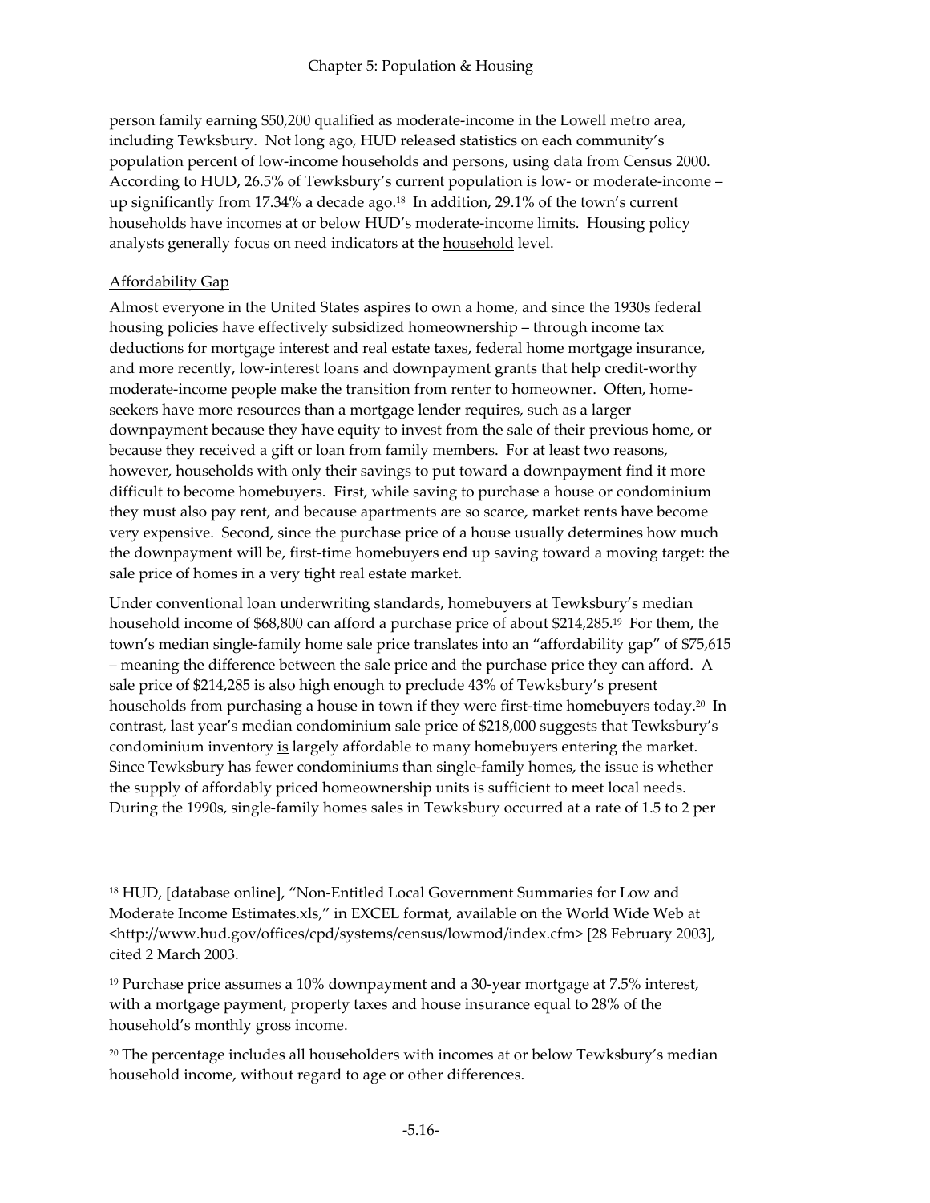person family earning $50,200 qualified as moderate-income in the Lowell metro area, including Tewksbury. Not long ago, HUD released statistics on each community's population percent of low-income households and persons, using data from Census 2000. According to HUD, 26.5% of Tewksbury's current population is low- or moderate-income – up significantly from 17.34% a decade ago.[18] In addition, 29.1% of the town's current households have incomes at or below HUD's moderate-income limits. Housing policy analysts generally focus on need indicators at the <u>household</u> level.

<u>Affordability Gap</u>

Almost everyone in the United States aspires to own a home, and since the 1930s federal housing policies have effectively subsidized homeownership – through income tax deductions for mortgage interest and real estate taxes, federal home mortgage insurance, and more recently, low-interest loans and downpayment grants that help credit-worthy moderate-income people make the transition from renter to homeowner. Often, home-seekers have more resources than a mortgage lender requires, such as a larger downpayment because they have equity to invest from the sale of their previous home, or because they received a gift or loan from family members. For at least two reasons, however, households with only their savings to put toward a downpayment find it more difficult to become homebuyers. First, while saving to purchase a house or condominium they must also pay rent, and because apartments are so scarce, market rents have become very expensive. Second, since the purchase price of a house usually determines how much the downpayment will be, first-time homebuyers end up saving toward a moving target: the sale price of homes in a very tight real estate market.

Under conventional loan underwriting standards, homebuyers at Tewksbury's median household income of $68,800 can afford a purchase price of about $214,285.[19] For them, the town's median single-family home sale price translates into an "affordability gap" of $75,615 – meaning the difference between the sale price and the purchase price they can afford. A sale price of $214,285 is also high enough to preclude 43% of Tewksbury's present households from purchasing a house in town if they were first-time homebuyers today.[20] In contrast, last year's median condominium sale price of $218,000 suggests that Tewksbury's condominium inventory <u>is</u> largely affordable to many homebuyers entering the market. Since Tewksbury has fewer condominiums than single-family homes, the issue is whether the supply of affordably priced homeownership units is sufficient to meet local needs. During the 1990s, single-family homes sales in Tewksbury occurred at a rate of 1.5 to 2 per

---

[18] HUD, [database online], "Non-Entitled Local Government Summaries for Low and Moderate Income Estimates.xls," in EXCEL format, available on the World Wide Web at <http://www.hud.gov/offices/cpd/systems/census/lowmod/index.cfm> [28 February 2003], cited 2 March 2003.

[19] Purchase price assumes a 10% downpayment and a 30-year mortgage at 7.5% interest, with a mortgage payment, property taxes and house insurance equal to 28% of the household's monthly gross income.

[20] The percentage includes all householders with incomes at or below Tewksbury's median household income, without regard to age or other differences.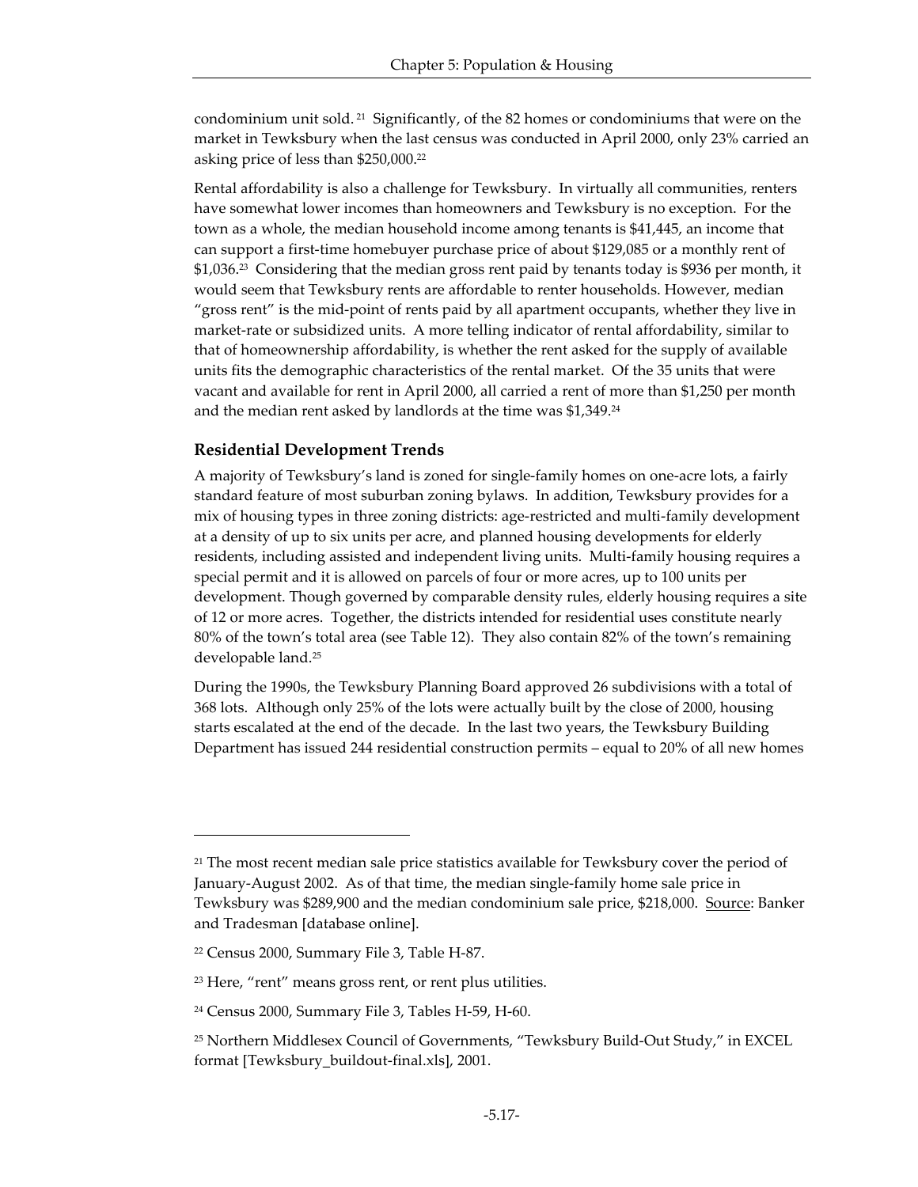condominium unit sold. [21] Significantly, of the 82 homes or condominiums that were on the market in Tewksbury when the last census was conducted in April 2000, only 23% carried an asking price of less than $250,000.[22]

Rental affordability is also a challenge for Tewksbury. In virtually all communities, renters have somewhat lower incomes than homeowners and Tewksbury is no exception. For the town as a whole, the median household income among tenants is $41,445, an income that can support a first-time homebuyer purchase price of about $129,085 or a monthly rent of $1,036.[23] Considering that the median gross rent paid by tenants today is $936 per month, it would seem that Tewksbury rents are affordable to renter households. However, median "gross rent" is the mid-point of rents paid by all apartment occupants, whether they live in market-rate or subsidized units. A more telling indicator of rental affordability, similar to that of homeownership affordability, is whether the rent asked for the supply of available units fits the demographic characteristics of the rental market. Of the 35 units that were vacant and available for rent in April 2000, all carried a rent of more than $1,250 per month and the median rent asked by landlords at the time was $1,349.[24]

### Residential Development Trends

A majority of Tewksbury's land is zoned for single-family homes on one-acre lots, a fairly standard feature of most suburban zoning bylaws. In addition, Tewksbury provides for a mix of housing types in three zoning districts: age-restricted and multi-family development at a density of up to six units per acre, and planned housing developments for elderly residents, including assisted and independent living units. Multi-family housing requires a special permit and it is allowed on parcels of four or more acres, up to 100 units per development. Though governed by comparable density rules, elderly housing requires a site of 12 or more acres. Together, the districts intended for residential uses constitute nearly 80% of the town's total area (see Table 12). They also contain 82% of the town's remaining developable land.[25]

During the 1990s, the Tewksbury Planning Board approved 26 subdivisions with a total of 368 lots. Although only 25% of the lots were actually built by the close of 2000, housing starts escalated at the end of the decade. In the last two years, the Tewksbury Building Department has issued 244 residential construction permits – equal to 20% of all new homes

---

[21] The most recent median sale price statistics available for Tewksbury cover the period of January-August 2002. As of that time, the median single-family home sale price in Tewksbury was $289,900 and the median condominium sale price, $218,000. Source: Banker and Tradesman [database online].

[22] Census 2000, Summary File 3, Table H-87.

[23] Here, "rent" means gross rent, or rent plus utilities.

[24] Census 2000, Summary File 3, Tables H-59, H-60.

[25] Northern Middlesex Council of Governments, "Tewksbury Build-Out Study," in EXCEL format [Tewksbury_buildout-final.xls], 2001.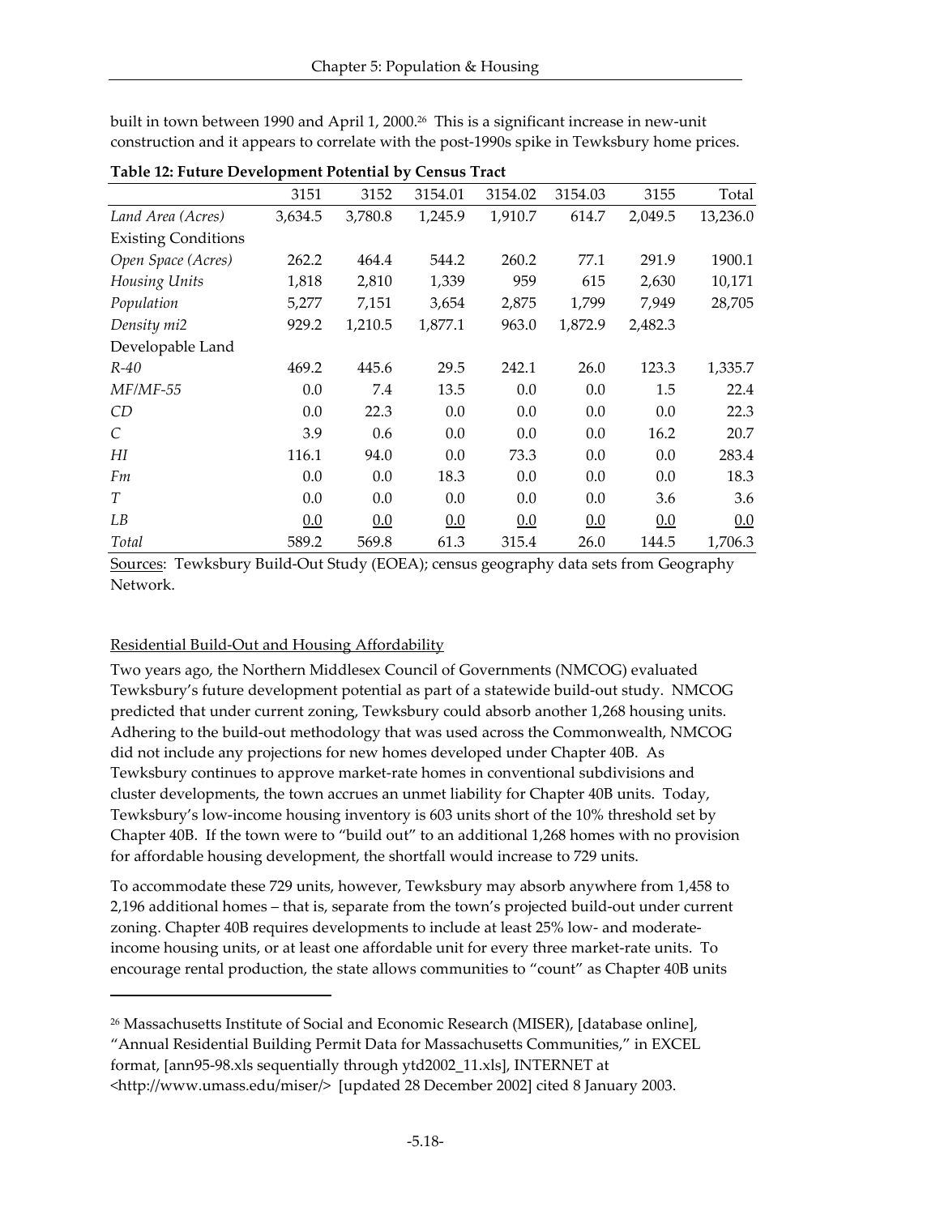built in town between 1990 and April 1, 2000.[26] This is a significant increase in new-unit construction and it appears to correlate with the post-1990s spike in Tewksbury home prices.

**Table 12: Future Development Potential by Census Tract**

| | 3151 | 3152 | 3154.01 | 3154.02 | 3154.03 | 3155 | Total |
|---|---|---|---|---|---|---|---|
| *Land Area (Acres)* | 3,634.5 | 3,780.8 | 1,245.9 | 1,910.7 | 614.7 | 2,049.5 | 13,236.0 |
| Existing Conditions | | | | | | | |
| *Open Space (Acres)* | 262.2 | 464.4 | 544.2 | 260.2 | 77.1 | 291.9 | 1900.1 |
| *Housing Units* | 1,818 | 2,810 | 1,339 | 959 | 615 | 2,630 | 10,171 |
| *Population* | 5,277 | 7,151 | 3,654 | 2,875 | 1,799 | 7,949 | 28,705 |
| *Density mi2* | 929.2 | 1,210.5 | 1,877.1 | 963.0 | 1,872.9 | 2,482.3 | |
| Developable Land | | | | | | | |
| *R-40* | 469.2 | 445.6 | 29.5 | 242.1 | 26.0 | 123.3 | 1,335.7 |
| *MF/MF-55* | 0.0 | 7.4 | 13.5 | 0.0 | 0.0 | 1.5 | 22.4 |
| *CD* | 0.0 | 22.3 | 0.0 | 0.0 | 0.0 | 0.0 | 22.3 |
| *C* | 3.9 | 0.6 | 0.0 | 0.0 | 0.0 | 16.2 | 20.7 |
| *HI* | 116.1 | 94.0 | 0.0 | 73.3 | 0.0 | 0.0 | 283.4 |
| *Fm* | 0.0 | 0.0 | 18.3 | 0.0 | 0.0 | 0.0 | 18.3 |
| *T* | 0.0 | 0.0 | 0.0 | 0.0 | 0.0 | 3.6 | 3.6 |
| *LB* | 0.0 | 0.0 | 0.0 | 0.0 | 0.0 | 0.0 | 0.0 |
| *Total* | 589.2 | 569.8 | 61.3 | 315.4 | 26.0 | 144.5 | 1,706.3 |

Sources: Tewksbury Build-Out Study (EOEA); census geography data sets from Geography Network.

### Residential Build-Out and Housing Affordability

Two years ago, the Northern Middlesex Council of Governments (NMCOG) evaluated Tewksbury's future development potential as part of a statewide build-out study. NMCOG predicted that under current zoning, Tewksbury could absorb another 1,268 housing units. Adhering to the build-out methodology that was used across the Commonwealth, NMCOG did not include any projections for new homes developed under Chapter 40B. As Tewksbury continues to approve market-rate homes in conventional subdivisions and cluster developments, the town accrues an unmet liability for Chapter 40B units. Today, Tewksbury's low-income housing inventory is 603 units short of the 10% threshold set by Chapter 40B. If the town were to "build out" to an additional 1,268 homes with no provision for affordable housing development, the shortfall would increase to 729 units.

To accommodate these 729 units, however, Tewksbury may absorb anywhere from 1,458 to 2,196 additional homes – that is, separate from the town's projected build-out under current zoning. Chapter 40B requires developments to include at least 25% low- and moderate-income housing units, or at least one affordable unit for every three market-rate units. To encourage rental production, the state allows communities to "count" as Chapter 40B units

---

[26] Massachusetts Institute of Social and Economic Research (MISER), [database online], "Annual Residential Building Permit Data for Massachusetts Communities," in EXCEL format, [ann95-98.xls sequentially through ytd2002_11.xls], INTERNET at <http://www.umass.edu/miser/> [updated 28 December 2002] cited 8 January 2003.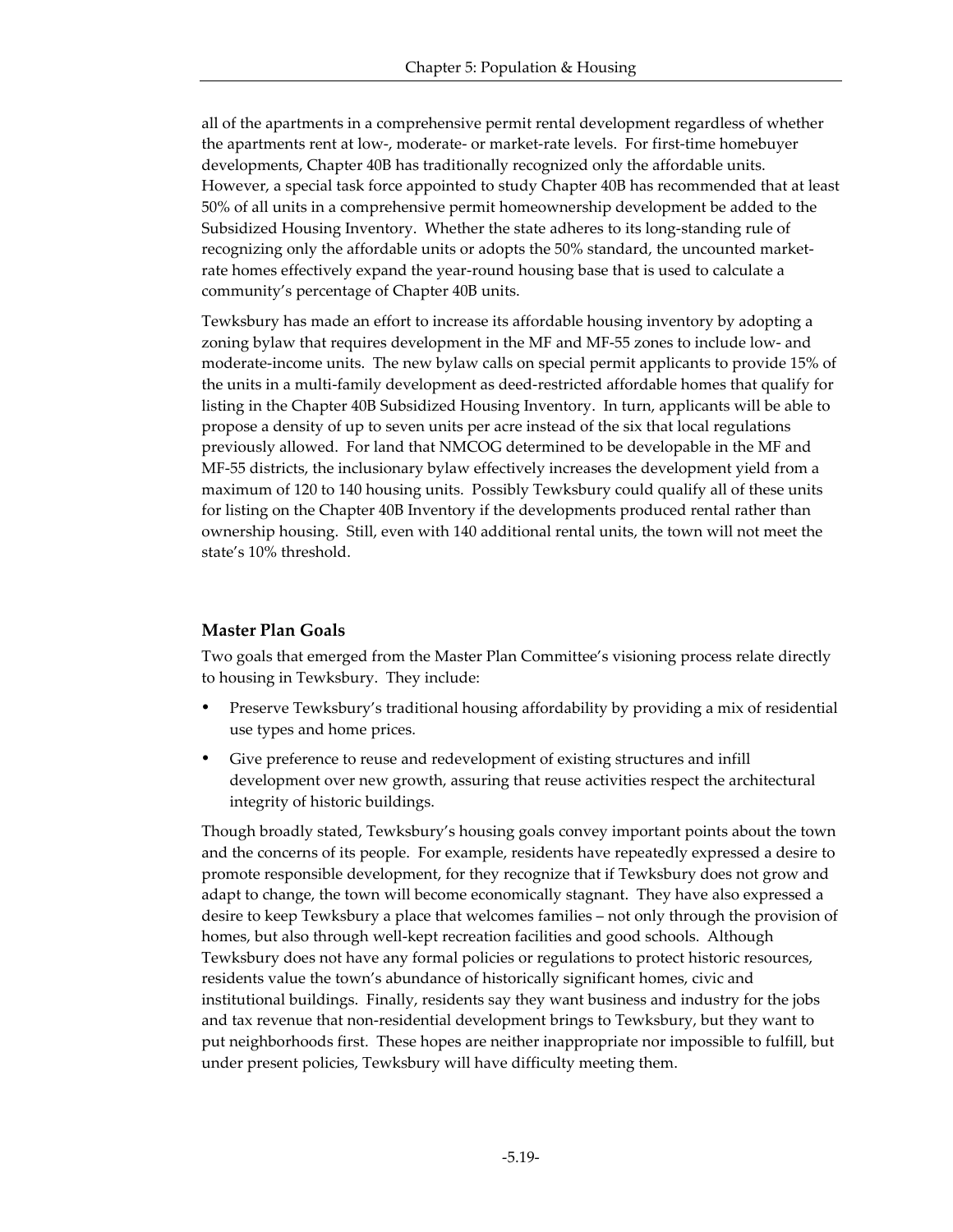all of the apartments in a comprehensive permit rental development regardless of whether the apartments rent at low-, moderate- or market-rate levels. For first-time homebuyer developments, Chapter 40B has traditionally recognized only the affordable units. However, a special task force appointed to study Chapter 40B has recommended that at least 50% of all units in a comprehensive permit homeownership development be added to the Subsidized Housing Inventory. Whether the state adheres to its long-standing rule of recognizing only the affordable units or adopts the 50% standard, the uncounted market-rate homes effectively expand the year-round housing base that is used to calculate a community's percentage of Chapter 40B units.

Tewksbury has made an effort to increase its affordable housing inventory by adopting a zoning bylaw that requires development in the MF and MF-55 zones to include low- and moderate-income units. The new bylaw calls on special permit applicants to provide 15% of the units in a multi-family development as deed-restricted affordable homes that qualify for listing in the Chapter 40B Subsidized Housing Inventory. In turn, applicants will be able to propose a density of up to seven units per acre instead of the six that local regulations previously allowed. For land that NMCOG determined to be developable in the MF and MF-55 districts, the inclusionary bylaw effectively increases the development yield from a maximum of 120 to 140 housing units. Possibly Tewksbury could qualify all of these units for listing on the Chapter 40B Inventory if the developments produced rental rather than ownership housing. Still, even with 140 additional rental units, the town will not meet the state's 10% threshold.

### Master Plan Goals

Two goals that emerged from the Master Plan Committee's visioning process relate directly to housing in Tewksbury. They include:

- Preserve Tewksbury's traditional housing affordability by providing a mix of residential use types and home prices.
- Give preference to reuse and redevelopment of existing structures and infill development over new growth, assuring that reuse activities respect the architectural integrity of historic buildings.

Though broadly stated, Tewksbury's housing goals convey important points about the town and the concerns of its people. For example, residents have repeatedly expressed a desire to promote responsible development, for they recognize that if Tewksbury does not grow and adapt to change, the town will become economically stagnant. They have also expressed a desire to keep Tewksbury a place that welcomes families – not only through the provision of homes, but also through well-kept recreation facilities and good schools. Although Tewksbury does not have any formal policies or regulations to protect historic resources, residents value the town's abundance of historically significant homes, civic and institutional buildings. Finally, residents say they want business and industry for the jobs and tax revenue that non-residential development brings to Tewksbury, but they want to put neighborhoods first. These hopes are neither inappropriate nor impossible to fulfill, but under present policies, Tewksbury will have difficulty meeting them.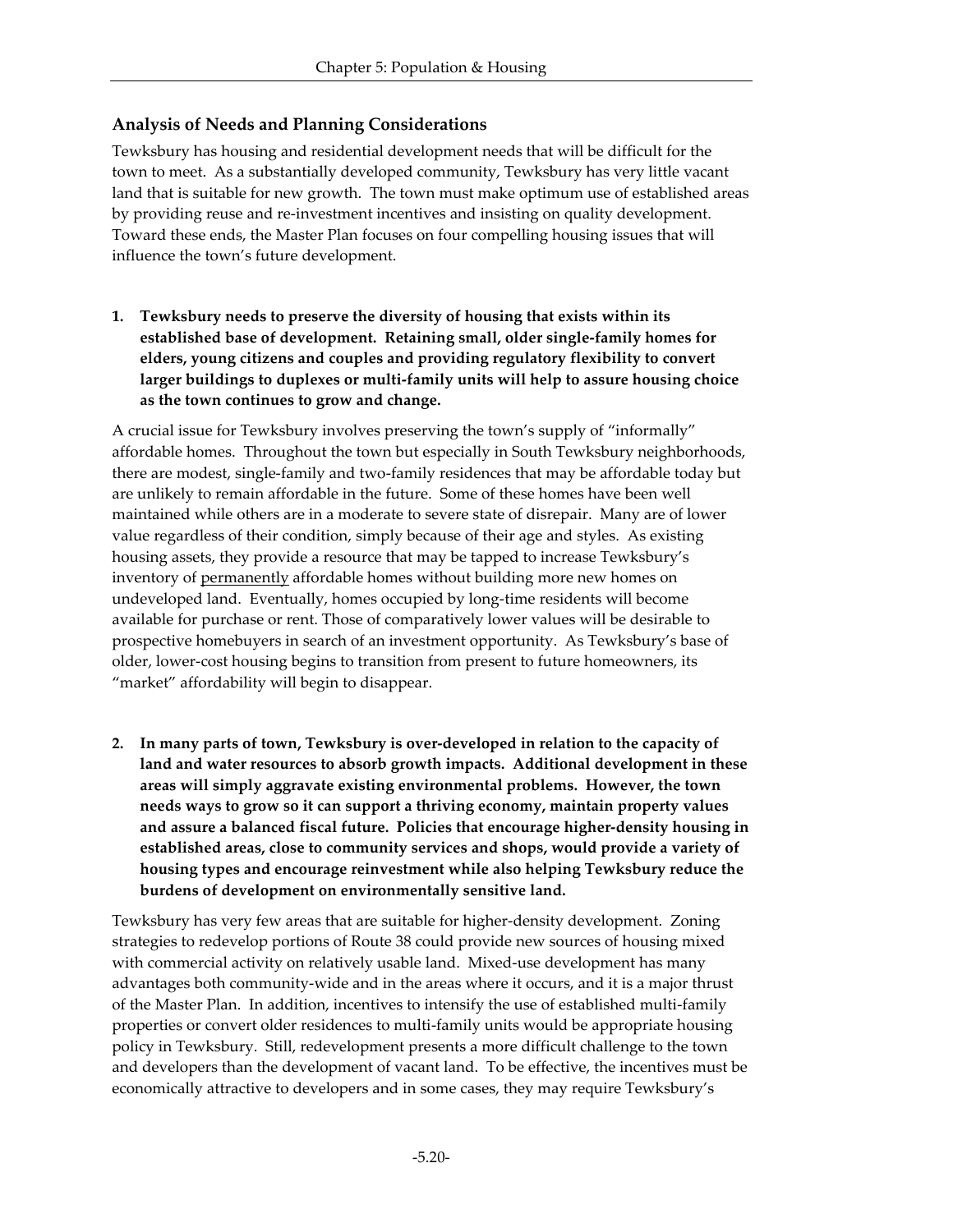## Analysis of Needs and Planning Considerations

Tewksbury has housing and residential development needs that will be difficult for the town to meet. As a substantially developed community, Tewksbury has very little vacant land that is suitable for new growth. The town must make optimum use of established areas by providing reuse and re-investment incentives and insisting on quality development. Toward these ends, the Master Plan focuses on four compelling housing issues that will influence the town's future development.

1. **Tewksbury needs to preserve the diversity of housing that exists within its established base of development. Retaining small, older single-family homes for elders, young citizens and couples and providing regulatory flexibility to convert larger buildings to duplexes or multi-family units will help to assure housing choice as the town continues to grow and change.**

A crucial issue for Tewksbury involves preserving the town's supply of "informally" affordable homes. Throughout the town but especially in South Tewksbury neighborhoods, there are modest, single-family and two-family residences that may be affordable today but are unlikely to remain affordable in the future. Some of these homes have been well maintained while others are in a moderate to severe state of disrepair. Many are of lower value regardless of their condition, simply because of their age and styles. As existing housing assets, they provide a resource that may be tapped to increase Tewksbury's inventory of <u>permanently</u> affordable homes without building more new homes on undeveloped land. Eventually, homes occupied by long-time residents will become available for purchase or rent. Those of comparatively lower values will be desirable to prospective homebuyers in search of an investment opportunity. As Tewksbury's base of older, lower-cost housing begins to transition from present to future homeowners, its "market" affordability will begin to disappear.

2. **In many parts of town, Tewksbury is over-developed in relation to the capacity of land and water resources to absorb growth impacts. Additional development in these areas will simply aggravate existing environmental problems. However, the town needs ways to grow so it can support a thriving economy, maintain property values and assure a balanced fiscal future. Policies that encourage higher-density housing in established areas, close to community services and shops, would provide a variety of housing types and encourage reinvestment while also helping Tewksbury reduce the burdens of development on environmentally sensitive land.**

Tewksbury has very few areas that are suitable for higher-density development. Zoning strategies to redevelop portions of Route 38 could provide new sources of housing mixed with commercial activity on relatively usable land. Mixed-use development has many advantages both community-wide and in the areas where it occurs, and it is a major thrust of the Master Plan. In addition, incentives to intensify the use of established multi-family properties or convert older residences to multi-family units would be appropriate housing policy in Tewksbury. Still, redevelopment presents a more difficult challenge to the town and developers than the development of vacant land. To be effective, the incentives must be economically attractive to developers and in some cases, they may require Tewksbury's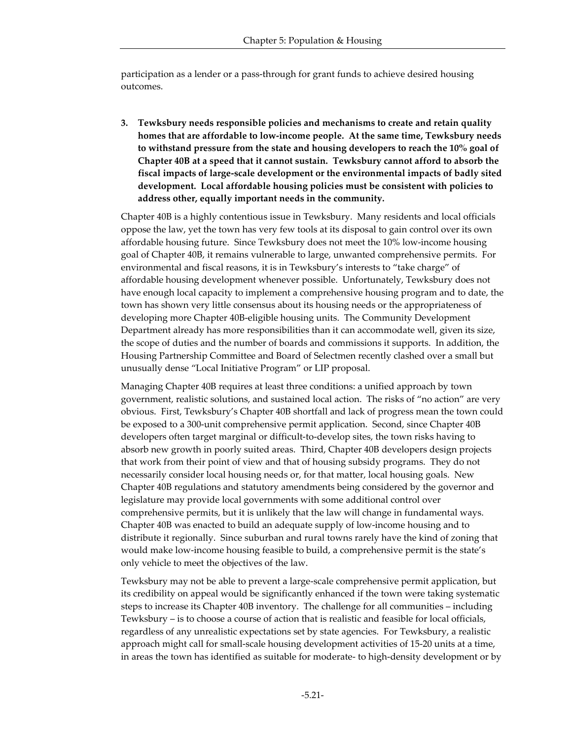participation as a lender or a pass-through for grant funds to achieve desired housing outcomes.

3. **Tewksbury needs responsible policies and mechanisms to create and retain quality homes that are affordable to low-income people. At the same time, Tewksbury needs to withstand pressure from the state and housing developers to reach the 10% goal of Chapter 40B at a speed that it cannot sustain. Tewksbury cannot afford to absorb the fiscal impacts of large-scale development or the environmental impacts of badly sited development. Local affordable housing policies must be consistent with policies to address other, equally important needs in the community.**

Chapter 40B is a highly contentious issue in Tewksbury. Many residents and local officials oppose the law, yet the town has very few tools at its disposal to gain control over its own affordable housing future. Since Tewksbury does not meet the 10% low-income housing goal of Chapter 40B, it remains vulnerable to large, unwanted comprehensive permits. For environmental and fiscal reasons, it is in Tewksbury's interests to "take charge" of affordable housing development whenever possible. Unfortunately, Tewksbury does not have enough local capacity to implement a comprehensive housing program and to date, the town has shown very little consensus about its housing needs or the appropriateness of developing more Chapter 40B-eligible housing units. The Community Development Department already has more responsibilities than it can accommodate well, given its size, the scope of duties and the number of boards and commissions it supports. In addition, the Housing Partnership Committee and Board of Selectmen recently clashed over a small but unusually dense "Local Initiative Program" or LIP proposal.

Managing Chapter 40B requires at least three conditions: a unified approach by town government, realistic solutions, and sustained local action. The risks of "no action" are very obvious. First, Tewksbury's Chapter 40B shortfall and lack of progress mean the town could be exposed to a 300-unit comprehensive permit application. Second, since Chapter 40B developers often target marginal or difficult-to-develop sites, the town risks having to absorb new growth in poorly suited areas. Third, Chapter 40B developers design projects that work from their point of view and that of housing subsidy programs. They do not necessarily consider local housing needs or, for that matter, local housing goals. New Chapter 40B regulations and statutory amendments being considered by the governor and legislature may provide local governments with some additional control over comprehensive permits, but it is unlikely that the law will change in fundamental ways. Chapter 40B was enacted to build an adequate supply of low-income housing and to distribute it regionally. Since suburban and rural towns rarely have the kind of zoning that would make low-income housing feasible to build, a comprehensive permit is the state's only vehicle to meet the objectives of the law.

Tewksbury may not be able to prevent a large-scale comprehensive permit application, but its credibility on appeal would be significantly enhanced if the town were taking systematic steps to increase its Chapter 40B inventory. The challenge for all communities – including Tewksbury – is to choose a course of action that is realistic and feasible for local officials, regardless of any unrealistic expectations set by state agencies. For Tewksbury, a realistic approach might call for small-scale housing development activities of 15-20 units at a time, in areas the town has identified as suitable for moderate- to high-density development or by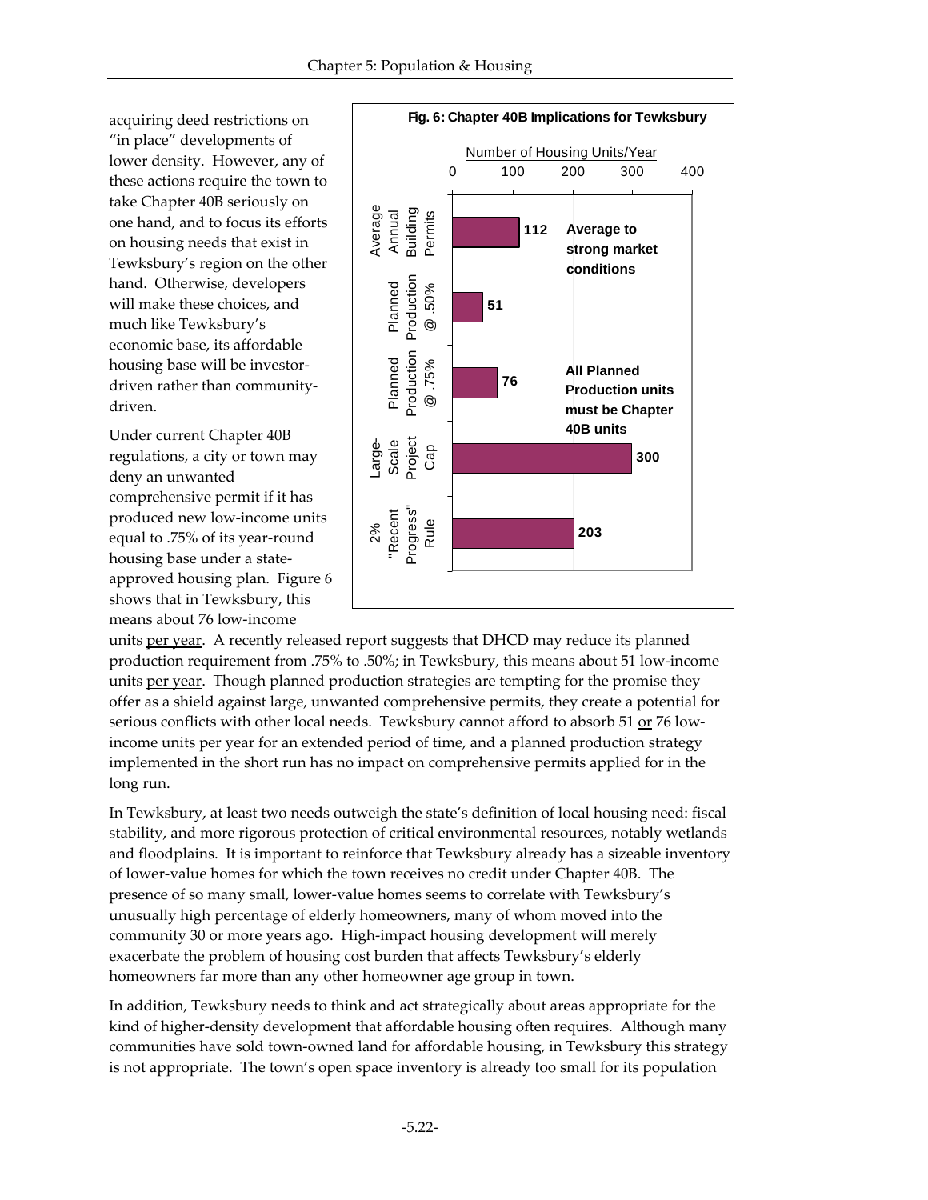acquiring deed restrictions on "in place" developments of lower density. However, any of these actions require the town to take Chapter 40B seriously on one hand, and to focus its efforts on housing needs that exist in Tewksbury's region on the other hand. Otherwise, developers will make these choices, and much like Tewksbury's economic base, its affordable housing base will be investor-driven rather than community-driven.

**Fig. 6: Chapter 40B Implications for Tewksbury**

| Category | Number of Housing Units/Year | Note |
|---|---|---|
| Average Annual Building Permits | 112 | Average to strong market conditions |
| Planned Production @ .50% | 51 | |
| Planned Production @ .75% | 76 | All Planned Production units must be Chapter 40B units |
| Large-Scale Project Cap | 300 | |
| 2% "Recent Progress" Rule | 203 | |

Under current Chapter 40B regulations, a city or town may deny an unwanted comprehensive permit if it has produced new low-income units equal to .75% of its year-round housing base under a state-approved housing plan. Figure 6 shows that in Tewksbury, this means about 76 low-income units per year. A recently released report suggests that DHCD may reduce its planned production requirement from .75% to .50%; in Tewksbury, this means about 51 low-income units per year. Though planned production strategies are tempting for the promise they offer as a shield against large, unwanted comprehensive permits, they create a potential for serious conflicts with other local needs. Tewksbury cannot afford to absorb 51 or 76 low-income units per year for an extended period of time, and a planned production strategy implemented in the short run has no impact on comprehensive permits applied for in the long run.

In Tewksbury, at least two needs outweigh the state's definition of local housing need: fiscal stability, and more rigorous protection of critical environmental resources, notably wetlands and floodplains. It is important to reinforce that Tewksbury already has a sizeable inventory of lower-value homes for which the town receives no credit under Chapter 40B. The presence of so many small, lower-value homes seems to correlate with Tewksbury's unusually high percentage of elderly homeowners, many of whom moved into the community 30 or more years ago. High-impact housing development will merely exacerbate the problem of housing cost burden that affects Tewksbury's elderly homeowners far more than any other homeowner age group in town.

In addition, Tewksbury needs to think and act strategically about areas appropriate for the kind of higher-density development that affordable housing often requires. Although many communities have sold town-owned land for affordable housing, in Tewksbury this strategy is not appropriate. The town's open space inventory is already too small for its population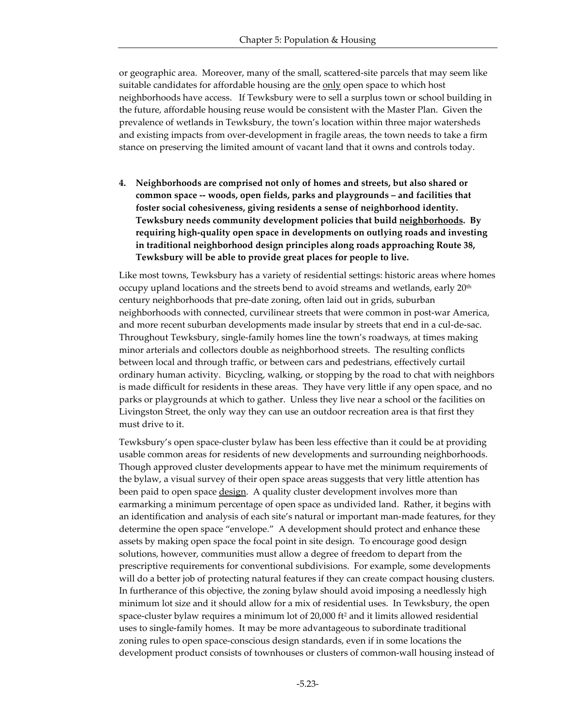or geographic area. Moreover, many of the small, scattered-site parcels that may seem like suitable candidates for affordable housing are the only open space to which host neighborhoods have access. If Tewksbury were to sell a surplus town or school building in the future, affordable housing reuse would be consistent with the Master Plan. Given the prevalence of wetlands in Tewksbury, the town's location within three major watersheds and existing impacts from over-development in fragile areas, the town needs to take a firm stance on preserving the limited amount of vacant land that it owns and controls today.

4. **Neighborhoods are comprised not only of homes and streets, but also shared or common space -- woods, open fields, parks and playgrounds – and facilities that foster social cohesiveness, giving residents a sense of neighborhood identity. Tewksbury needs community development policies that build neighborhoods. By requiring high-quality open space in developments on outlying roads and investing in traditional neighborhood design principles along roads approaching Route 38, Tewksbury will be able to provide great places for people to live.**

Like most towns, Tewksbury has a variety of residential settings: historic areas where homes occupy upland locations and the streets bend to avoid streams and wetlands, early 20th century neighborhoods that pre-date zoning, often laid out in grids, suburban neighborhoods with connected, curvilinear streets that were common in post-war America, and more recent suburban developments made insular by streets that end in a cul-de-sac. Throughout Tewksbury, single-family homes line the town's roadways, at times making minor arterials and collectors double as neighborhood streets. The resulting conflicts between local and through traffic, or between cars and pedestrians, effectively curtail ordinary human activity. Bicycling, walking, or stopping by the road to chat with neighbors is made difficult for residents in these areas. They have very little if any open space, and no parks or playgrounds at which to gather. Unless they live near a school or the facilities on Livingston Street, the only way they can use an outdoor recreation area is that first they must drive to it.

Tewksbury's open space-cluster bylaw has been less effective than it could be at providing usable common areas for residents of new developments and surrounding neighborhoods. Though approved cluster developments appear to have met the minimum requirements of the bylaw, a visual survey of their open space areas suggests that very little attention has been paid to open space design. A quality cluster development involves more than earmarking a minimum percentage of open space as undivided land. Rather, it begins with an identification and analysis of each site's natural or important man-made features, for they determine the open space "envelope." A development should protect and enhance these assets by making open space the focal point in site design. To encourage good design solutions, however, communities must allow a degree of freedom to depart from the prescriptive requirements for conventional subdivisions. For example, some developments will do a better job of protecting natural features if they can create compact housing clusters. In furtherance of this objective, the zoning bylaw should avoid imposing a needlessly high minimum lot size and it should allow for a mix of residential uses. In Tewksbury, the open space-cluster bylaw requires a minimum lot of 20,000 ft$^2$ and it limits allowed residential uses to single-family homes. It may be more advantageous to subordinate traditional zoning rules to open space-conscious design standards, even if in some locations the development product consists of townhouses or clusters of common-wall housing instead of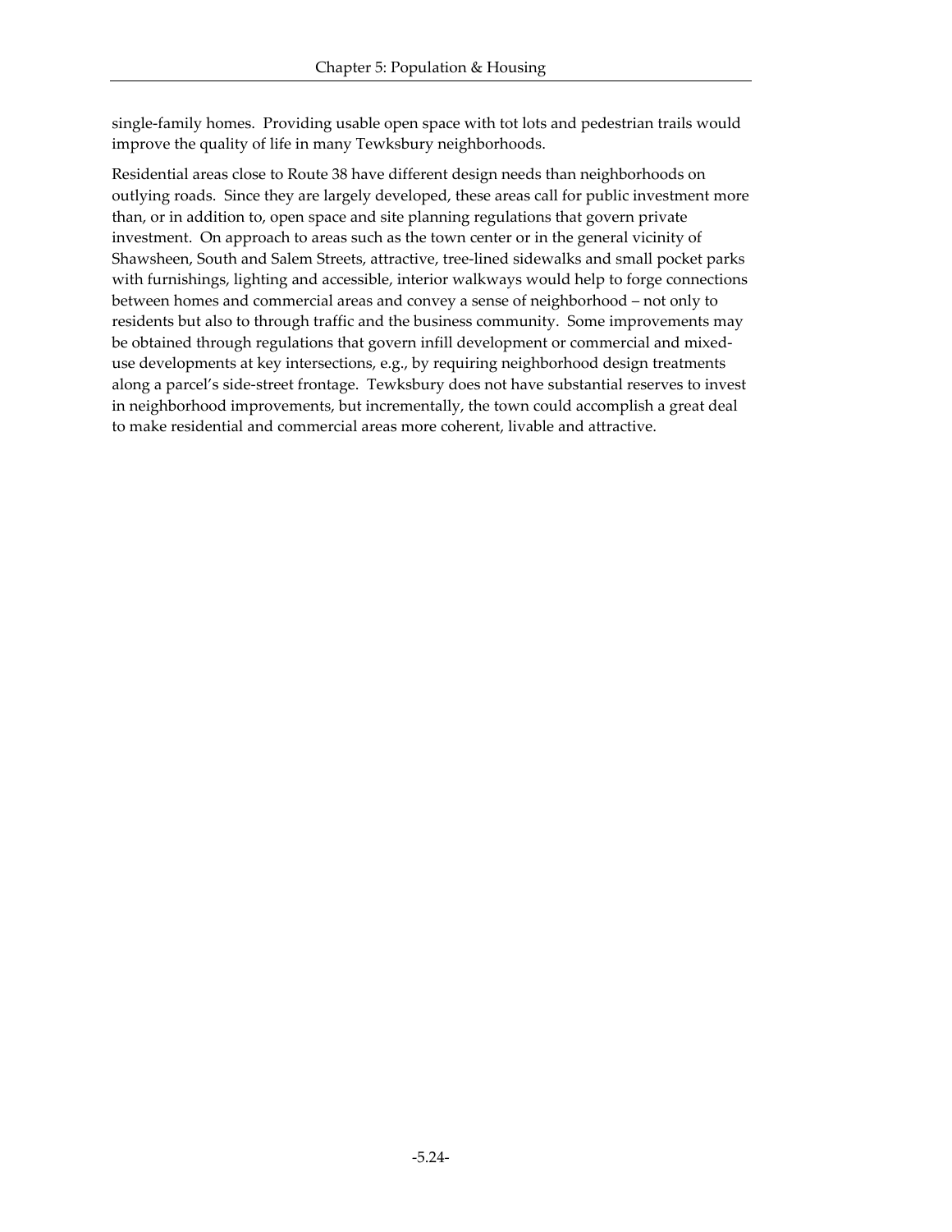single-family homes. Providing usable open space with tot lots and pedestrian trails would improve the quality of life in many Tewksbury neighborhoods.

Residential areas close to Route 38 have different design needs than neighborhoods on outlying roads. Since they are largely developed, these areas call for public investment more than, or in addition to, open space and site planning regulations that govern private investment. On approach to areas such as the town center or in the general vicinity of Shawsheen, South and Salem Streets, attractive, tree-lined sidewalks and small pocket parks with furnishings, lighting and accessible, interior walkways would help to forge connections between homes and commercial areas and convey a sense of neighborhood – not only to residents but also to through traffic and the business community. Some improvements may be obtained through regulations that govern infill development or commercial and mixed-use developments at key intersections, e.g., by requiring neighborhood design treatments along a parcel's side-street frontage. Tewksbury does not have substantial reserves to invest in neighborhood improvements, but incrementally, the town could accomplish a great deal to make residential and commercial areas more coherent, livable and attractive.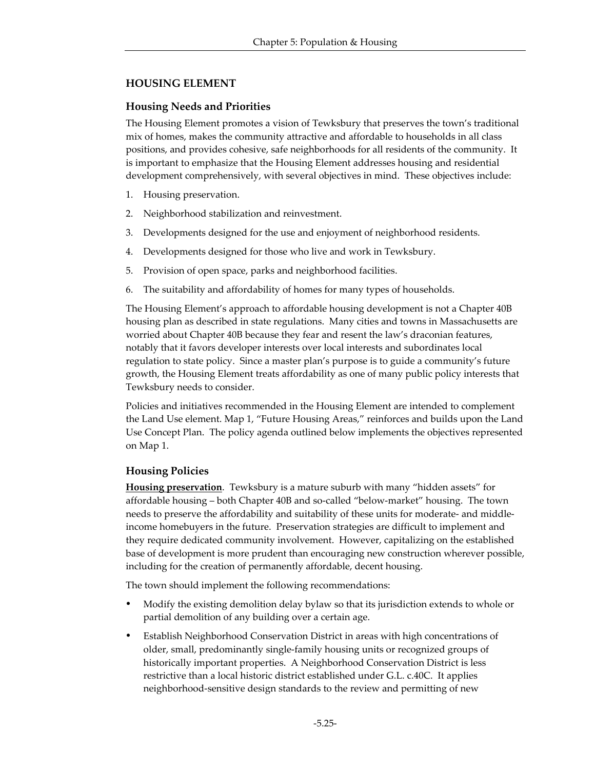## HOUSING ELEMENT

### Housing Needs and Priorities

The Housing Element promotes a vision of Tewksbury that preserves the town's traditional mix of homes, makes the community attractive and affordable to households in all class positions, and provides cohesive, safe neighborhoods for all residents of the community. It is important to emphasize that the Housing Element addresses housing and residential development comprehensively, with several objectives in mind. These objectives include:

1. Housing preservation.
2. Neighborhood stabilization and reinvestment.
3. Developments designed for the use and enjoyment of neighborhood residents.
4. Developments designed for those who live and work in Tewksbury.
5. Provision of open space, parks and neighborhood facilities.
6. The suitability and affordability of homes for many types of households.

The Housing Element's approach to affordable housing development is not a Chapter 40B housing plan as described in state regulations. Many cities and towns in Massachusetts are worried about Chapter 40B because they fear and resent the law's draconian features, notably that it favors developer interests over local interests and subordinates local regulation to state policy. Since a master plan's purpose is to guide a community's future growth, the Housing Element treats affordability as one of many public policy interests that Tewksbury needs to consider.

Policies and initiatives recommended in the Housing Element are intended to complement the Land Use element. Map 1, "Future Housing Areas," reinforces and builds upon the Land Use Concept Plan. The policy agenda outlined below implements the objectives represented on Map 1.

### Housing Policies

**Housing preservation**. Tewksbury is a mature suburb with many "hidden assets" for affordable housing – both Chapter 40B and so-called "below-market" housing. The town needs to preserve the affordability and suitability of these units for moderate- and middle-income homebuyers in the future. Preservation strategies are difficult to implement and they require dedicated community involvement. However, capitalizing on the established base of development is more prudent than encouraging new construction wherever possible, including for the creation of permanently affordable, decent housing.

The town should implement the following recommendations:

- Modify the existing demolition delay bylaw so that its jurisdiction extends to whole or partial demolition of any building over a certain age.
- Establish Neighborhood Conservation District in areas with high concentrations of older, small, predominantly single-family housing units or recognized groups of historically important properties. A Neighborhood Conservation District is less restrictive than a local historic district established under G.L. c.40C. It applies neighborhood-sensitive design standards to the review and permitting of new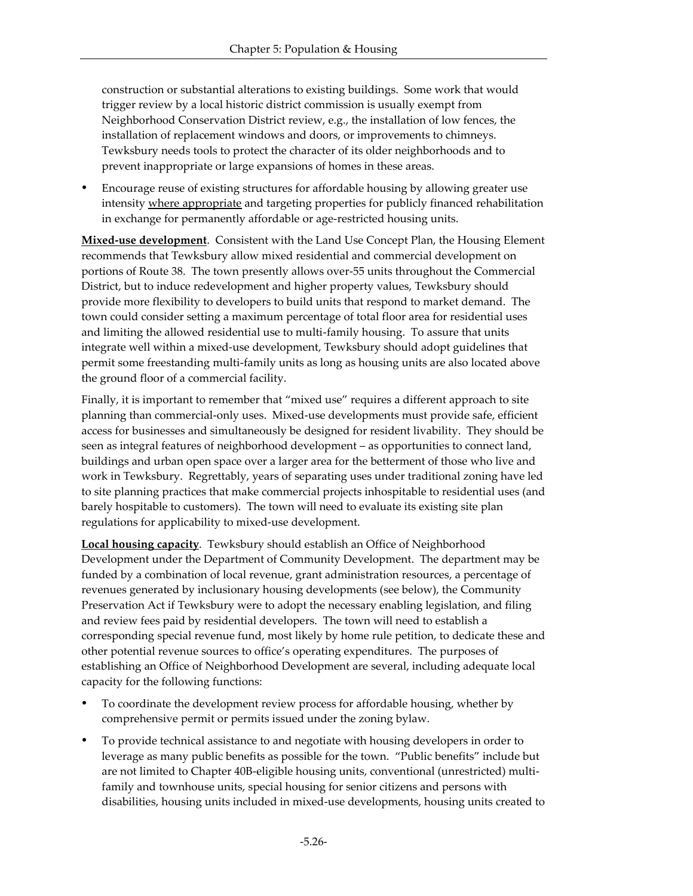construction or substantial alterations to existing buildings. Some work that would trigger review by a local historic district commission is usually exempt from Neighborhood Conservation District review, e.g., the installation of low fences, the installation of replacement windows and doors, or improvements to chimneys. Tewksbury needs tools to protect the character of its older neighborhoods and to prevent inappropriate or large expansions of homes in these areas.

- Encourage reuse of existing structures for affordable housing by allowing greater use intensity where appropriate and targeting properties for publicly financed rehabilitation in exchange for permanently affordable or age-restricted housing units.

**Mixed-use development**. Consistent with the Land Use Concept Plan, the Housing Element recommends that Tewksbury allow mixed residential and commercial development on portions of Route 38. The town presently allows over-55 units throughout the Commercial District, but to induce redevelopment and higher property values, Tewksbury should provide more flexibility to developers to build units that respond to market demand. The town could consider setting a maximum percentage of total floor area for residential uses and limiting the allowed residential use to multi-family housing. To assure that units integrate well within a mixed-use development, Tewksbury should adopt guidelines that permit some freestanding multi-family units as long as housing units are also located above the ground floor of a commercial facility.

Finally, it is important to remember that "mixed use" requires a different approach to site planning than commercial-only uses. Mixed-use developments must provide safe, efficient access for businesses and simultaneously be designed for resident livability. They should be seen as integral features of neighborhood development – as opportunities to connect land, buildings and urban open space over a larger area for the betterment of those who live and work in Tewksbury. Regrettably, years of separating uses under traditional zoning have led to site planning practices that make commercial projects inhospitable to residential uses (and barely hospitable to customers). The town will need to evaluate its existing site plan regulations for applicability to mixed-use development.

**Local housing capacity**. Tewksbury should establish an Office of Neighborhood Development under the Department of Community Development. The department may be funded by a combination of local revenue, grant administration resources, a percentage of revenues generated by inclusionary housing developments (see below), the Community Preservation Act if Tewksbury were to adopt the necessary enabling legislation, and filing and review fees paid by residential developers. The town will need to establish a corresponding special revenue fund, most likely by home rule petition, to dedicate these and other potential revenue sources to office's operating expenditures. The purposes of establishing an Office of Neighborhood Development are several, including adequate local capacity for the following functions:

- To coordinate the development review process for affordable housing, whether by comprehensive permit or permits issued under the zoning bylaw.
- To provide technical assistance to and negotiate with housing developers in order to leverage as many public benefits as possible for the town. "Public benefits" include but are not limited to Chapter 40B-eligible housing units, conventional (unrestricted) multi-family and townhouse units, special housing for senior citizens and persons with disabilities, housing units included in mixed-use developments, housing units created to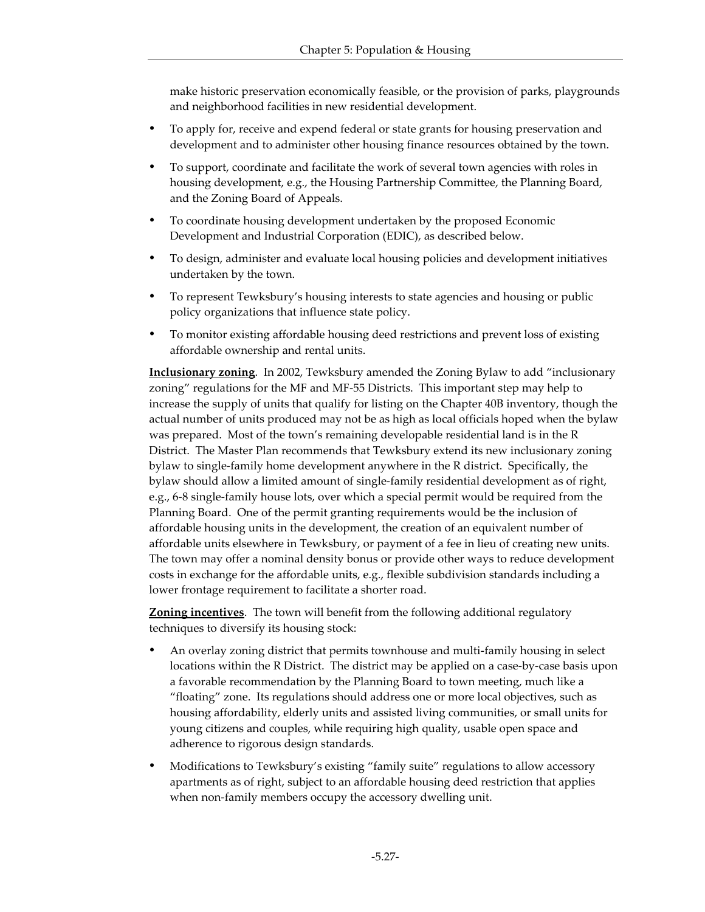make historic preservation economically feasible, or the provision of parks, playgrounds and neighborhood facilities in new residential development.

- To apply for, receive and expend federal or state grants for housing preservation and development and to administer other housing finance resources obtained by the town.
- To support, coordinate and facilitate the work of several town agencies with roles in housing development, e.g., the Housing Partnership Committee, the Planning Board, and the Zoning Board of Appeals.
- To coordinate housing development undertaken by the proposed Economic Development and Industrial Corporation (EDIC), as described below.
- To design, administer and evaluate local housing policies and development initiatives undertaken by the town.
- To represent Tewksbury's housing interests to state agencies and housing or public policy organizations that influence state policy.
- To monitor existing affordable housing deed restrictions and prevent loss of existing affordable ownership and rental units.

**Inclusionary zoning**. In 2002, Tewksbury amended the Zoning Bylaw to add "inclusionary zoning" regulations for the MF and MF-55 Districts. This important step may help to increase the supply of units that qualify for listing on the Chapter 40B inventory, though the actual number of units produced may not be as high as local officials hoped when the bylaw was prepared. Most of the town's remaining developable residential land is in the R District. The Master Plan recommends that Tewksbury extend its new inclusionary zoning bylaw to single-family home development anywhere in the R district. Specifically, the bylaw should allow a limited amount of single-family residential development as of right, e.g., 6-8 single-family house lots, over which a special permit would be required from the Planning Board. One of the permit granting requirements would be the inclusion of affordable housing units in the development, the creation of an equivalent number of affordable units elsewhere in Tewksbury, or payment of a fee in lieu of creating new units. The town may offer a nominal density bonus or provide other ways to reduce development costs in exchange for the affordable units, e.g., flexible subdivision standards including a lower frontage requirement to facilitate a shorter road.

**Zoning incentives**. The town will benefit from the following additional regulatory techniques to diversify its housing stock:

- An overlay zoning district that permits townhouse and multi-family housing in select locations within the R District. The district may be applied on a case-by-case basis upon a favorable recommendation by the Planning Board to town meeting, much like a "floating" zone. Its regulations should address one or more local objectives, such as housing affordability, elderly units and assisted living communities, or small units for young citizens and couples, while requiring high quality, usable open space and adherence to rigorous design standards.
- Modifications to Tewksbury's existing "family suite" regulations to allow accessory apartments as of right, subject to an affordable housing deed restriction that applies when non-family members occupy the accessory dwelling unit.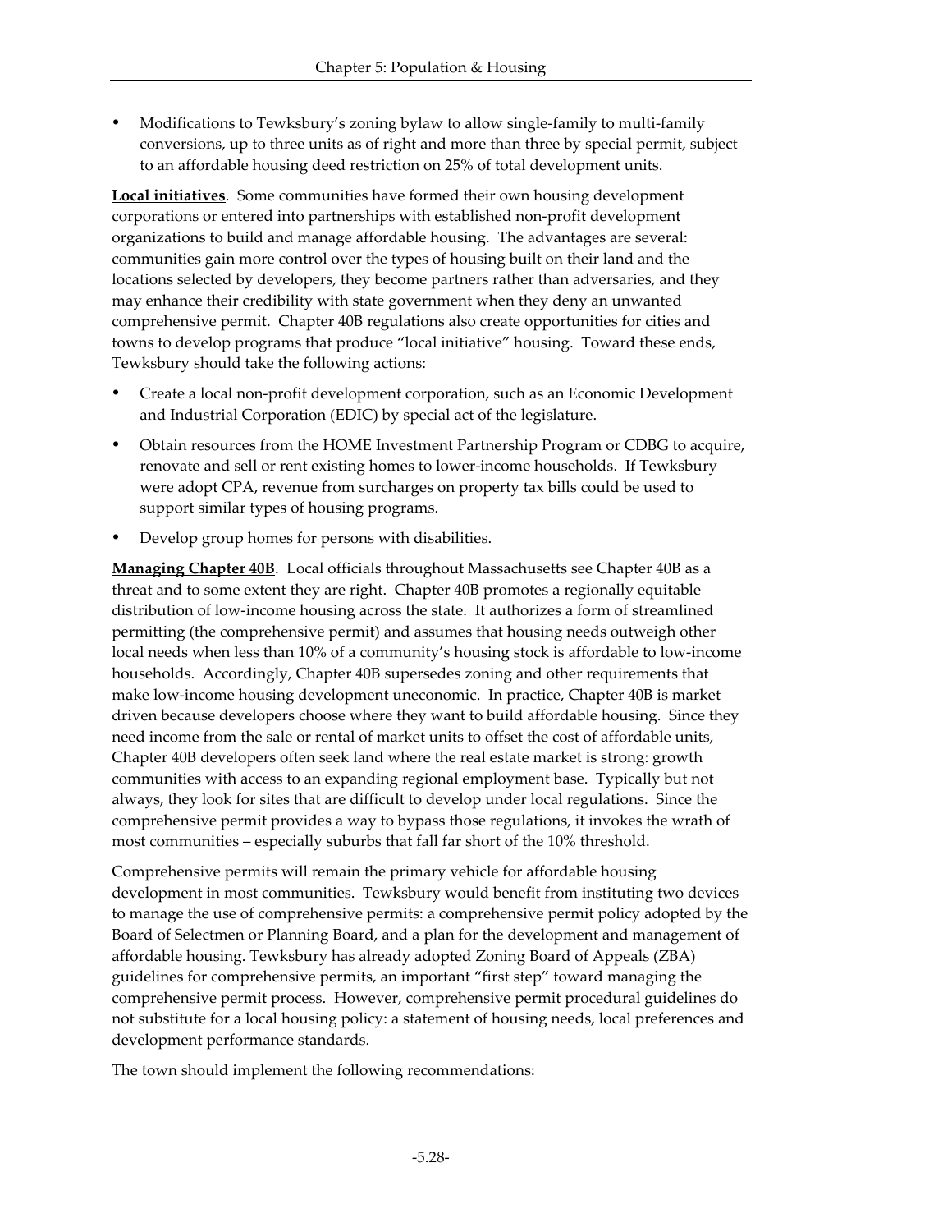- Modifications to Tewksbury's zoning bylaw to allow single-family to multi-family conversions, up to three units as of right and more than three by special permit, subject to an affordable housing deed restriction on 25% of total development units.

**Local initiatives**. Some communities have formed their own housing development corporations or entered into partnerships with established non-profit development organizations to build and manage affordable housing. The advantages are several: communities gain more control over the types of housing built on their land and the locations selected by developers, they become partners rather than adversaries, and they may enhance their credibility with state government when they deny an unwanted comprehensive permit. Chapter 40B regulations also create opportunities for cities and towns to develop programs that produce "local initiative" housing. Toward these ends, Tewksbury should take the following actions:

- Create a local non-profit development corporation, such as an Economic Development and Industrial Corporation (EDIC) by special act of the legislature.
- Obtain resources from the HOME Investment Partnership Program or CDBG to acquire, renovate and sell or rent existing homes to lower-income households. If Tewksbury were adopt CPA, revenue from surcharges on property tax bills could be used to support similar types of housing programs.
- Develop group homes for persons with disabilities.

**Managing Chapter 40B**. Local officials throughout Massachusetts see Chapter 40B as a threat and to some extent they are right. Chapter 40B promotes a regionally equitable distribution of low-income housing across the state. It authorizes a form of streamlined permitting (the comprehensive permit) and assumes that housing needs outweigh other local needs when less than 10% of a community's housing stock is affordable to low-income households. Accordingly, Chapter 40B supersedes zoning and other requirements that make low-income housing development uneconomic. In practice, Chapter 40B is market driven because developers choose where they want to build affordable housing. Since they need income from the sale or rental of market units to offset the cost of affordable units, Chapter 40B developers often seek land where the real estate market is strong: growth communities with access to an expanding regional employment base. Typically but not always, they look for sites that are difficult to develop under local regulations. Since the comprehensive permit provides a way to bypass those regulations, it invokes the wrath of most communities – especially suburbs that fall far short of the 10% threshold.

Comprehensive permits will remain the primary vehicle for affordable housing development in most communities. Tewksbury would benefit from instituting two devices to manage the use of comprehensive permits: a comprehensive permit policy adopted by the Board of Selectmen or Planning Board, and a plan for the development and management of affordable housing. Tewksbury has already adopted Zoning Board of Appeals (ZBA) guidelines for comprehensive permits, an important "first step" toward managing the comprehensive permit process. However, comprehensive permit procedural guidelines do not substitute for a local housing policy: a statement of housing needs, local preferences and development performance standards.

The town should implement the following recommendations: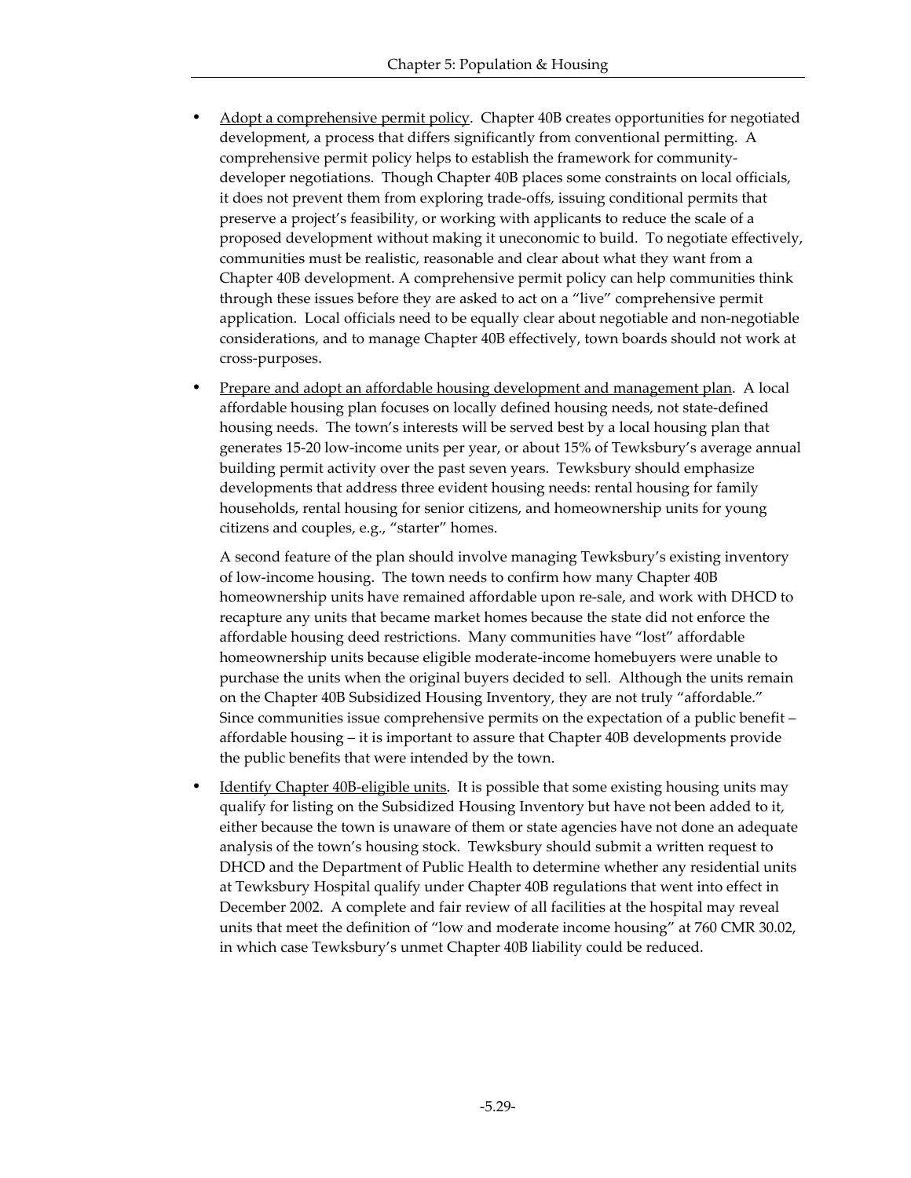- Adopt a comprehensive permit policy. Chapter 40B creates opportunities for negotiated development, a process that differs significantly from conventional permitting. A comprehensive permit policy helps to establish the framework for community-developer negotiations. Though Chapter 40B places some constraints on local officials, it does not prevent them from exploring trade-offs, issuing conditional permits that preserve a project's feasibility, or working with applicants to reduce the scale of a proposed development without making it uneconomic to build. To negotiate effectively, communities must be realistic, reasonable and clear about what they want from a Chapter 40B development. A comprehensive permit policy can help communities think through these issues before they are asked to act on a "live" comprehensive permit application. Local officials need to be equally clear about negotiable and non-negotiable considerations, and to manage Chapter 40B effectively, town boards should not work at cross-purposes.

- Prepare and adopt an affordable housing development and management plan. A local affordable housing plan focuses on locally defined housing needs, not state-defined housing needs. The town's interests will be served best by a local housing plan that generates 15-20 low-income units per year, or about 15% of Tewksbury's average annual building permit activity over the past seven years. Tewksbury should emphasize developments that address three evident housing needs: rental housing for family households, rental housing for senior citizens, and homeownership units for young citizens and couples, e.g., "starter" homes.

  A second feature of the plan should involve managing Tewksbury's existing inventory of low-income housing. The town needs to confirm how many Chapter 40B homeownership units have remained affordable upon re-sale, and work with DHCD to recapture any units that became market homes because the state did not enforce the affordable housing deed restrictions. Many communities have "lost" affordable homeownership units because eligible moderate-income homebuyers were unable to purchase the units when the original buyers decided to sell. Although the units remain on the Chapter 40B Subsidized Housing Inventory, they are not truly "affordable." Since communities issue comprehensive permits on the expectation of a public benefit – affordable housing – it is important to assure that Chapter 40B developments provide the public benefits that were intended by the town.

- Identify Chapter 40B-eligible units. It is possible that some existing housing units may qualify for listing on the Subsidized Housing Inventory but have not been added to it, either because the town is unaware of them or state agencies have not done an adequate analysis of the town's housing stock. Tewksbury should submit a written request to DHCD and the Department of Public Health to determine whether any residential units at Tewksbury Hospital qualify under Chapter 40B regulations that went into effect in December 2002. A complete and fair review of all facilities at the hospital may reveal units that meet the definition of "low and moderate income housing" at 760 CMR 30.02, in which case Tewksbury's unmet Chapter 40B liability could be reduced.